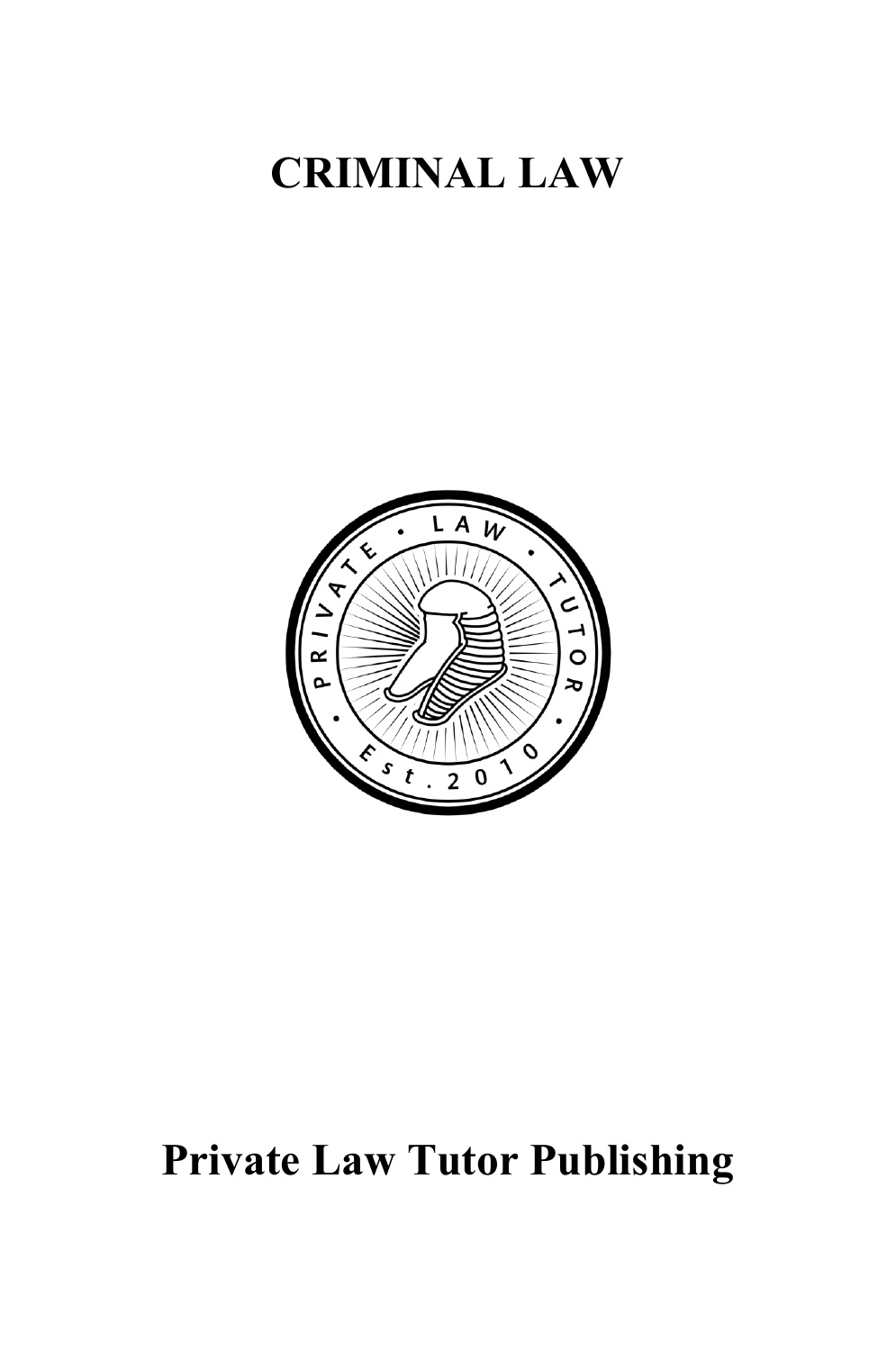# CRIMINAL LAW

**Private Law Tutor Publishing**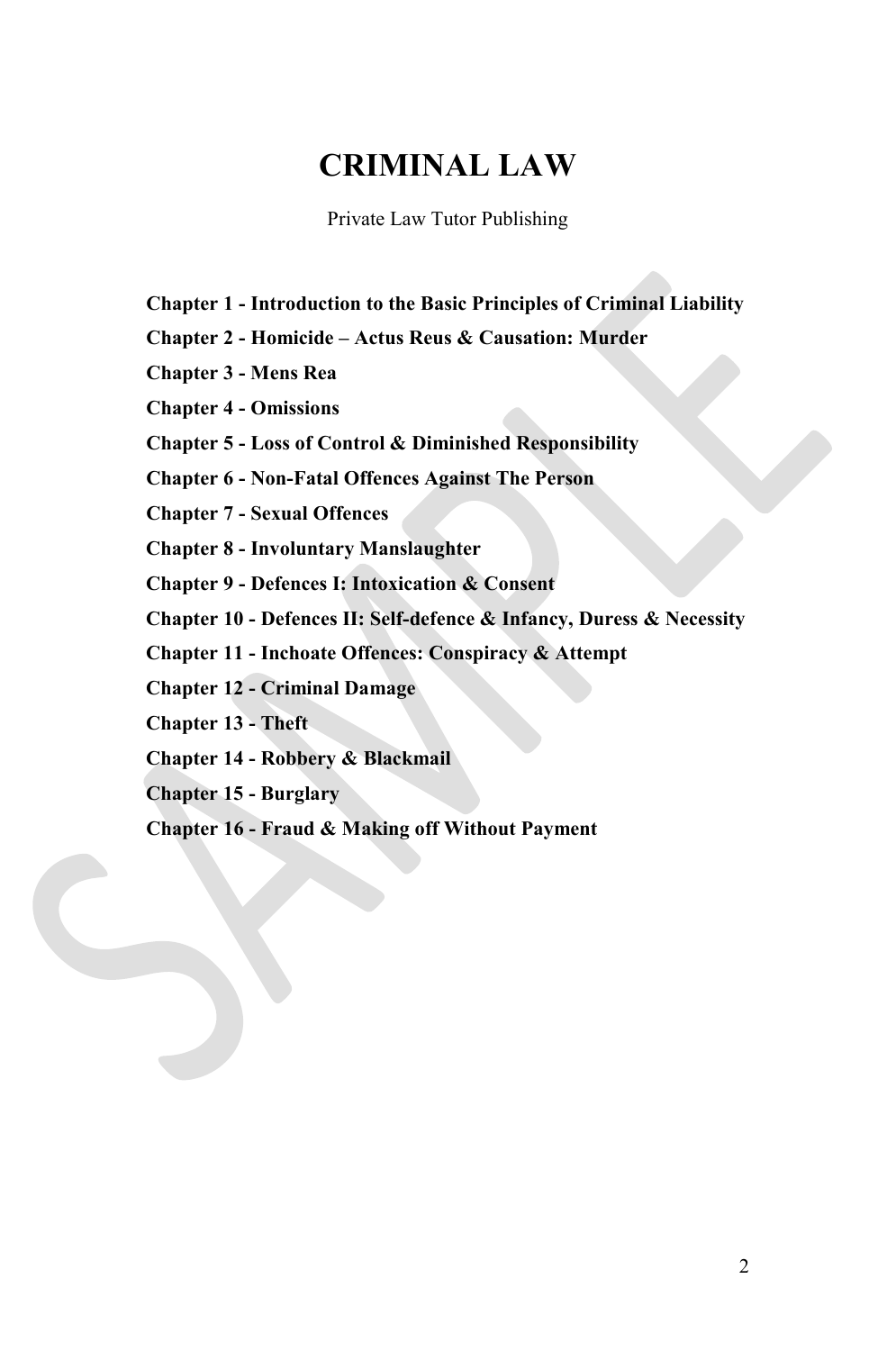# CRIMINAL LAW

Private Law Tutor Publishing

**Chapter 1 - Introduction to the Basic Principles of Criminal Liability**

**Chapter 2 - Homicide – Actus Reus & Causation: Murder**

**Chapter 3 - Mens Rea**

**Chapter 4 - Omissions**

**Chapter 5 - Loss of Control & Diminished Responsibility**

**Chapter 6 - Non-Fatal Offences Against The Person**

**Chapter 7 - Sexual Offences**

**Chapter 8 - Involuntary Manslaughter**

**Chapter 9 - Defences I: Intoxication & Consent**

**Chapter 10 - Defences II: Self-defence & Infancy, Duress & Necessity**

**Chapter 11 - Inchoate Offences: Conspiracy & Attempt**

**Chapter 12 - Criminal Damage**

**Chapter 13 - Theft**

**Chapter 14 - Robbery & Blackmail**

**Chapter 15 - Burglary**

**Chapter 16 - Fraud & Making off Without Payment**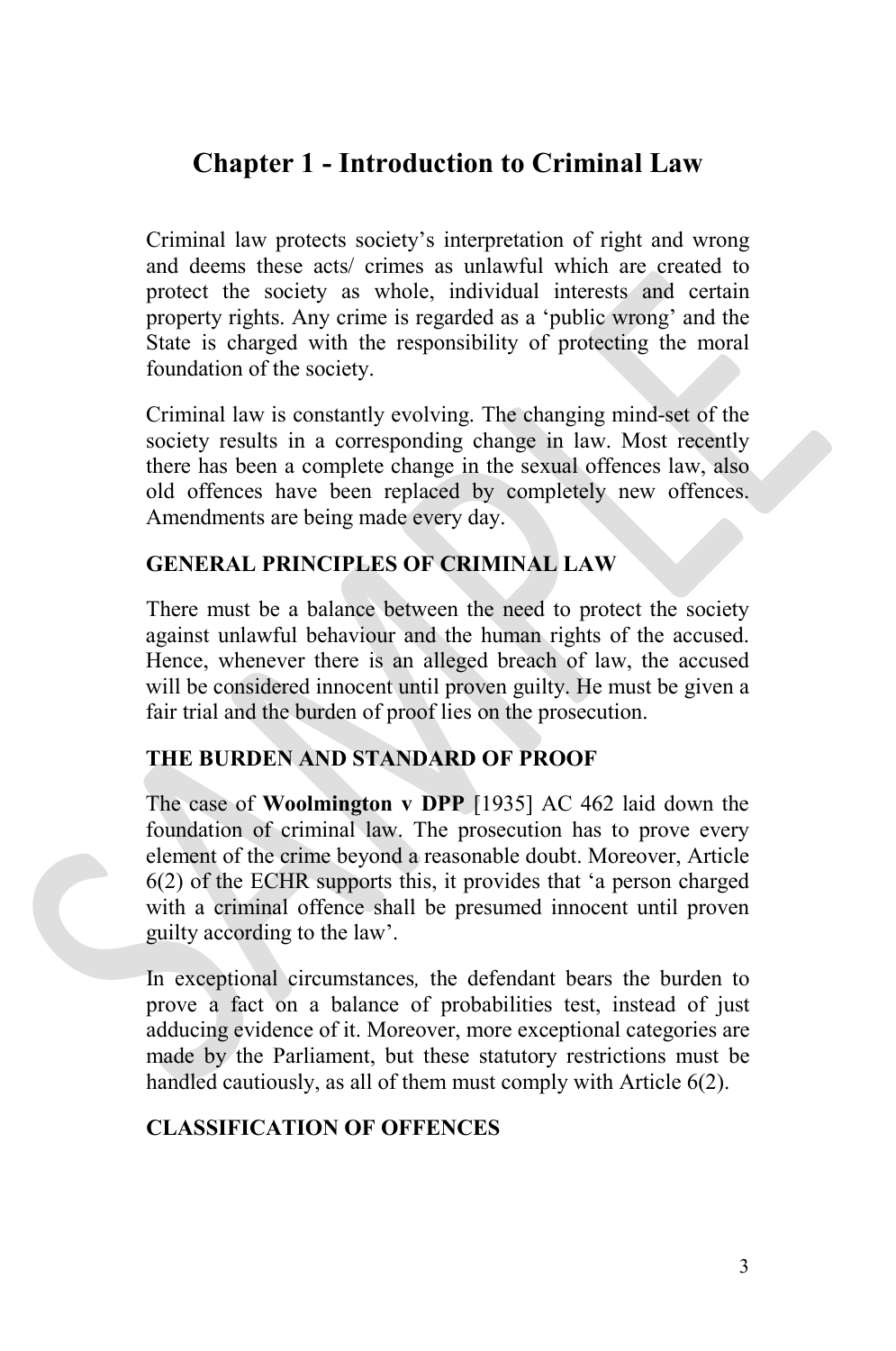# Chapter 1 - Introduction to Criminal Law

Criminal law protects society's interpretation of right and wrong and deems these acts/ crimes as unlawful which are created to protect the society as whole, individual interests and certain property rights. Any crime is regarded as a 'public wrong' and the State is charged with the responsibility of protecting the moral foundation of the society.

Criminal law is constantly evolving. The changing mind-set of the society results in a corresponding change in law. Most recently there has been a complete change in the sexual offences law, also old offences have been replaced by completely new offences. Amendments are being made every day.

## GENERAL PRINCIPLES OF CRIMINAL LAW

There must be a balance between the need to protect the society against unlawful behaviour and the human rights of the accused. Hence, whenever there is an alleged breach of law, the accused will be considered innocent until proven guilty. He must be given a fair trial and the burden of proof lies on the prosecution.

## THE BURDEN AND STANDARD OF PROOF

The case of **Woolmington v DPP** [1935] AC 462 laid down the foundation of criminal law. The prosecution has to prove every element of the crime beyond a reasonable doubt. Moreover, Article 6(2) of the ECHR supports this, it provides that 'a person charged with a criminal offence shall be presumed innocent until proven guilty according to the law'.

In exceptional circumstances*,* the defendant bears the burden to prove a fact on a balance of probabilities test, instead of just adducing evidence of it. Moreover, more exceptional categories are made by the Parliament, but these statutory restrictions must be handled cautiously, as all of them must comply with Article 6(2).

## CLASSIFICATION OF OFFENCES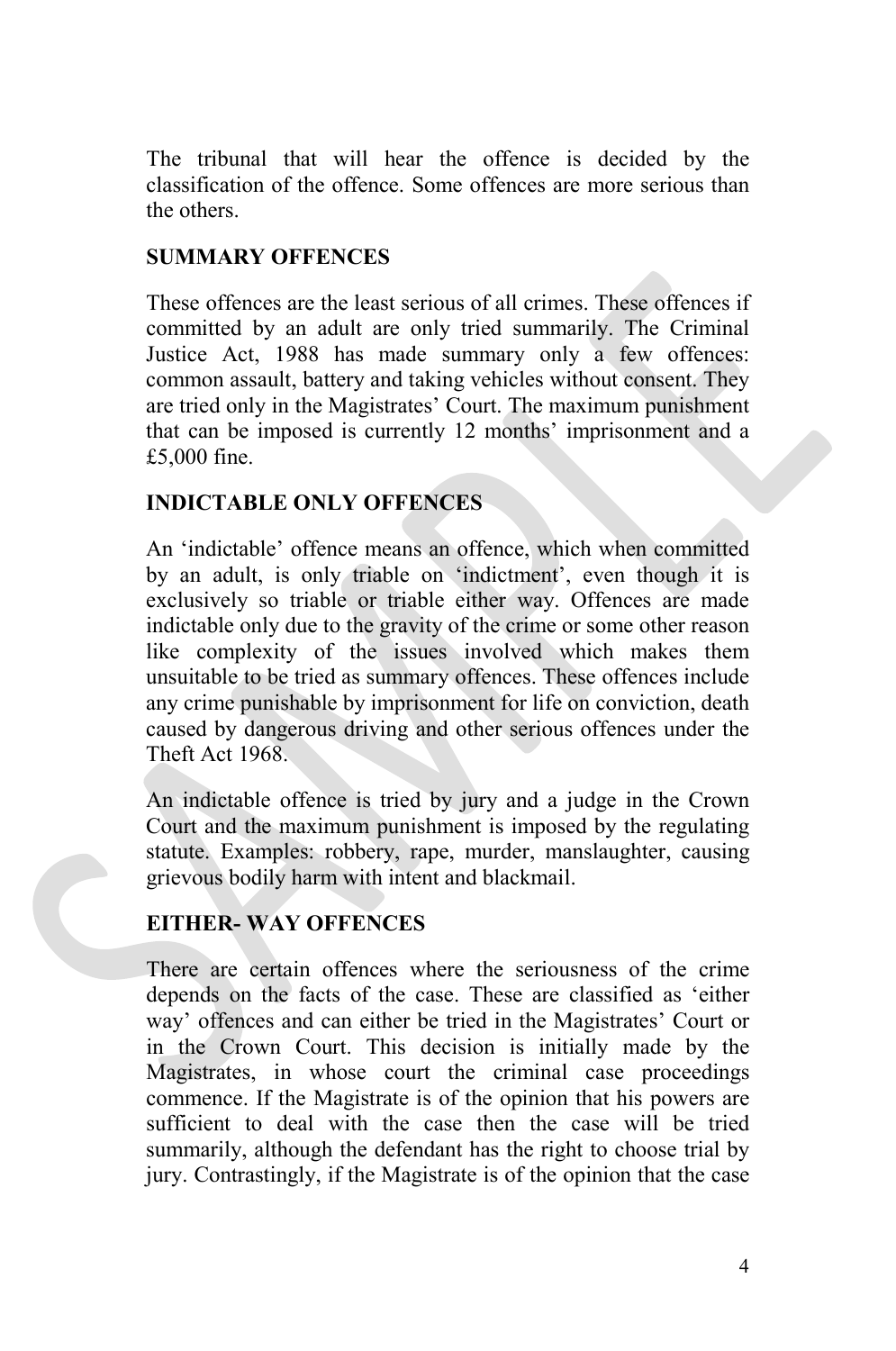The tribunal that will hear the offence is decided by the classification of the offence. Some offences are more serious than the others.

### SUMMARY OFFENCES

These offences are the least serious of all crimes. These offences if committed by an adult are only tried summarily. The Criminal Justice Act, 1988 has made summary only a few offences: common assault, battery and taking vehicles without consent. They are tried only in the Magistrates' Court. The maximum punishment that can be imposed is currently 12 months' imprisonment and a £5,000 fine.

### INDICTABLE ONLY OFFENCES

An 'indictable' offence means an offence, which when committed by an adult, is only triable on 'indictment', even though it is exclusively so triable or triable either way. Offences are made indictable only due to the gravity of the crime or some other reason like complexity of the issues involved which makes them unsuitable to be tried as summary offences. These offences include any crime punishable by imprisonment for life on conviction, death caused by dangerous driving and other serious offences under the Theft Act 1968.

An indictable offence is tried by jury and a judge in the Crown Court and the maximum punishment is imposed by the regulating statute. Examples: robbery, rape, murder, manslaughter, causing grievous bodily harm with intent and blackmail.

### EITHER- WAY OFFENCES

There are certain offences where the seriousness of the crime depends on the facts of the case. These are classified as 'either way' offences and can either be tried in the Magistrates' Court or in the Crown Court. This decision is initially made by the Magistrates, in whose court the criminal case proceedings commence. If the Magistrate is of the opinion that his powers are sufficient to deal with the case then the case will be tried summarily, although the defendant has the right to choose trial by jury. Contrastingly, if the Magistrate is of the opinion that the case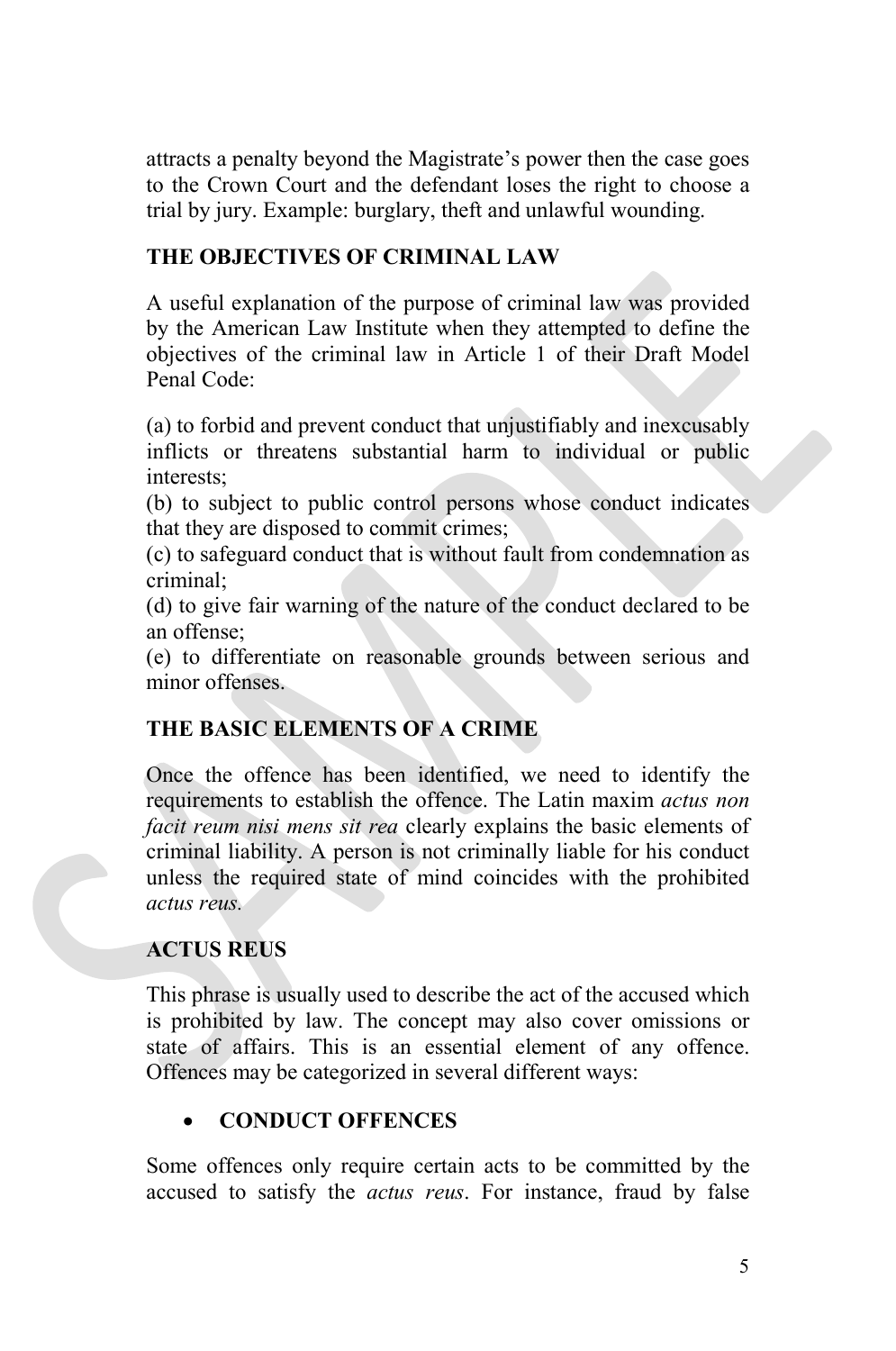attracts a penalty beyond the Magistrate's power then the case goes to the Crown Court and the defendant loses the right to choose a trial by jury. Example: burglary, theft and unlawful wounding.

## THE OBJECTIVES OF CRIMINAL LAW

A useful explanation of the purpose of criminal law was provided by the American Law Institute when they attempted to define the objectives of the criminal law in Article 1 of their Draft Model Penal Code:

(a) to forbid and prevent conduct that unjustifiably and inexcusably inflicts or threatens substantial harm to individual or public interests;
(b) to subject to public control persons whose conduct indicates that they are disposed to commit crimes;
(c) to safeguard conduct that is without fault from condemnation as criminal;
(d) to give fair warning of the nature of the conduct declared to be an offense;
(e) to differentiate on reasonable grounds between serious and minor offenses.

## THE BASIC ELEMENTS OF A CRIME

Once the offence has been identified, we need to identify the requirements to establish the offence. The Latin maxim *actus non facit reum nisi mens sit rea* clearly explains the basic elements of criminal liability. A person is not criminally liable for his conduct unless the required state of mind coincides with the prohibited *actus reus*.

## ACTUS REUS

This phrase is usually used to describe the act of the accused which is prohibited by law. The concept may also cover omissions or state of affairs. This is an essential element of any offence. Offences may be categorized in several different ways:

- **CONDUCT OFFENCES**

Some offences only require certain acts to be committed by the accused to satisfy the *actus reus*. For instance, fraud by false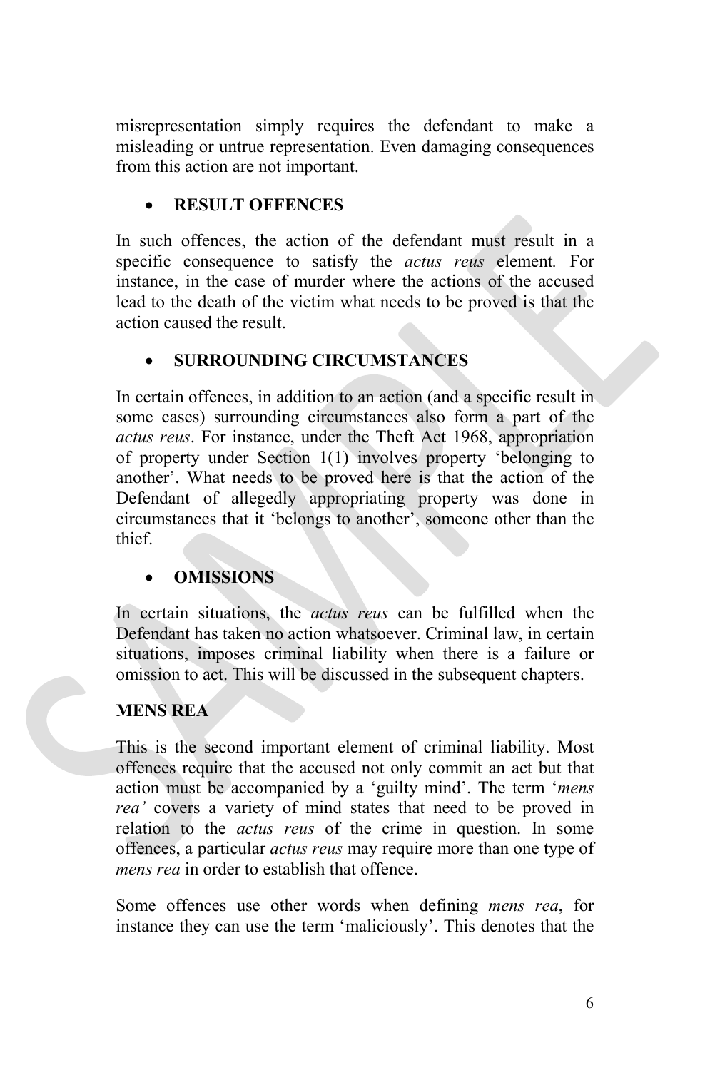misrepresentation simply requires the defendant to make a misleading or untrue representation. Even damaging consequences from this action are not important.

- **RESULT OFFENCES**

In such offences, the action of the defendant must result in a specific consequence to satisfy the *actus reus* element*.* For instance, in the case of murder where the actions of the accused lead to the death of the victim what needs to be proved is that the action caused the result.

- **SURROUNDING CIRCUMSTANCES**

In certain offences, in addition to an action (and a specific result in some cases) surrounding circumstances also form a part of the *actus reus*. For instance, under the Theft Act 1968, appropriation of property under Section 1(1) involves property 'belonging to another'. What needs to be proved here is that the action of the Defendant of allegedly appropriating property was done in circumstances that it 'belongs to another', someone other than the thief.

- **OMISSIONS**

In certain situations, the *actus reus* can be fulfilled when the Defendant has taken no action whatsoever. Criminal law, in certain situations, imposes criminal liability when there is a failure or omission to act. This will be discussed in the subsequent chapters.

**MENS REA**

This is the second important element of criminal liability. Most offences require that the accused not only commit an act but that action must be accompanied by a 'guilty mind'. The term '*mens rea'* covers a variety of mind states that need to be proved in relation to the *actus reus* of the crime in question. In some offences, a particular *actus reus* may require more than one type of *mens rea* in order to establish that offence.

Some offences use other words when defining *mens rea*, for instance they can use the term 'maliciously'. This denotes that the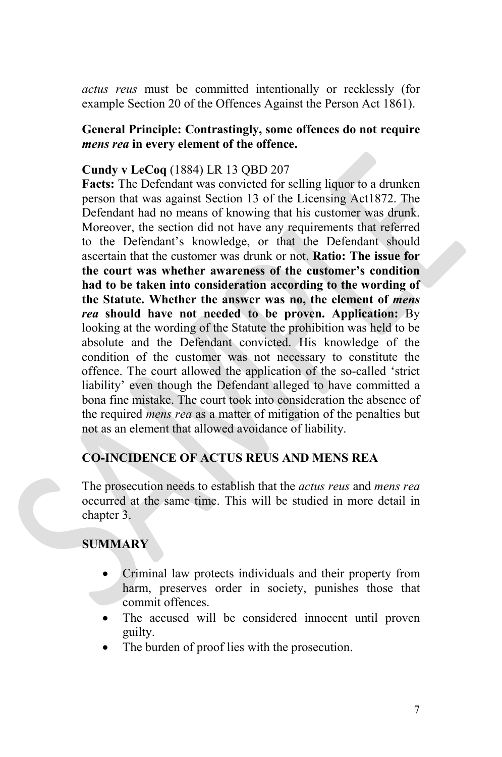*actus reus* must be committed intentionally or recklessly (for example Section 20 of the Offences Against the Person Act 1861).

**General Principle: Contrastingly, some offences do not require *mens rea* in every element of the offence.**

**Cundy v LeCoq** (1884) LR 13 QBD 207
**Facts:** The Defendant was convicted for selling liquor to a drunken person that was against Section 13 of the Licensing Act1872. The Defendant had no means of knowing that his customer was drunk. Moreover, the section did not have any requirements that referred to the Defendant's knowledge, or that the Defendant should ascertain that the customer was drunk or not. **Ratio: The issue for the court was whether awareness of the customer's condition had to be taken into consideration according to the wording of the Statute. Whether the answer was no, the element of *mens rea* should have not needed to be proven. Application:** By looking at the wording of the Statute the prohibition was held to be absolute and the Defendant convicted. His knowledge of the condition of the customer was not necessary to constitute the offence. The court allowed the application of the so-called 'strict liability' even though the Defendant alleged to have committed a bona fine mistake. The court took into consideration the absence of the required *mens rea* as a matter of mitigation of the penalties but not as an element that allowed avoidance of liability.

## CO-INCIDENCE OF ACTUS REUS AND MENS REA

The prosecution needs to establish that the *actus reus* and *mens rea* occurred at the same time. This will be studied in more detail in chapter 3.

## SUMMARY

- Criminal law protects individuals and their property from harm, preserves order in society, punishes those that commit offences.
- The accused will be considered innocent until proven guilty.
- The burden of proof lies with the prosecution.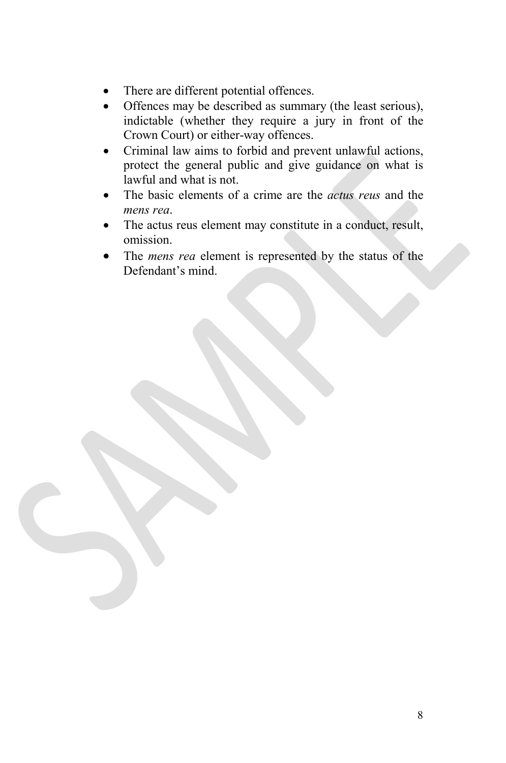- There are different potential offences.
- Offences may be described as summary (the least serious), indictable (whether they require a jury in front of the Crown Court) or either-way offences.
- Criminal law aims to forbid and prevent unlawful actions, protect the general public and give guidance on what is lawful and what is not.
- The basic elements of a crime are the *actus reus* and the *mens rea*.
- The actus reus element may constitute in a conduct, result, omission.
- The *mens rea* element is represented by the status of the Defendant's mind.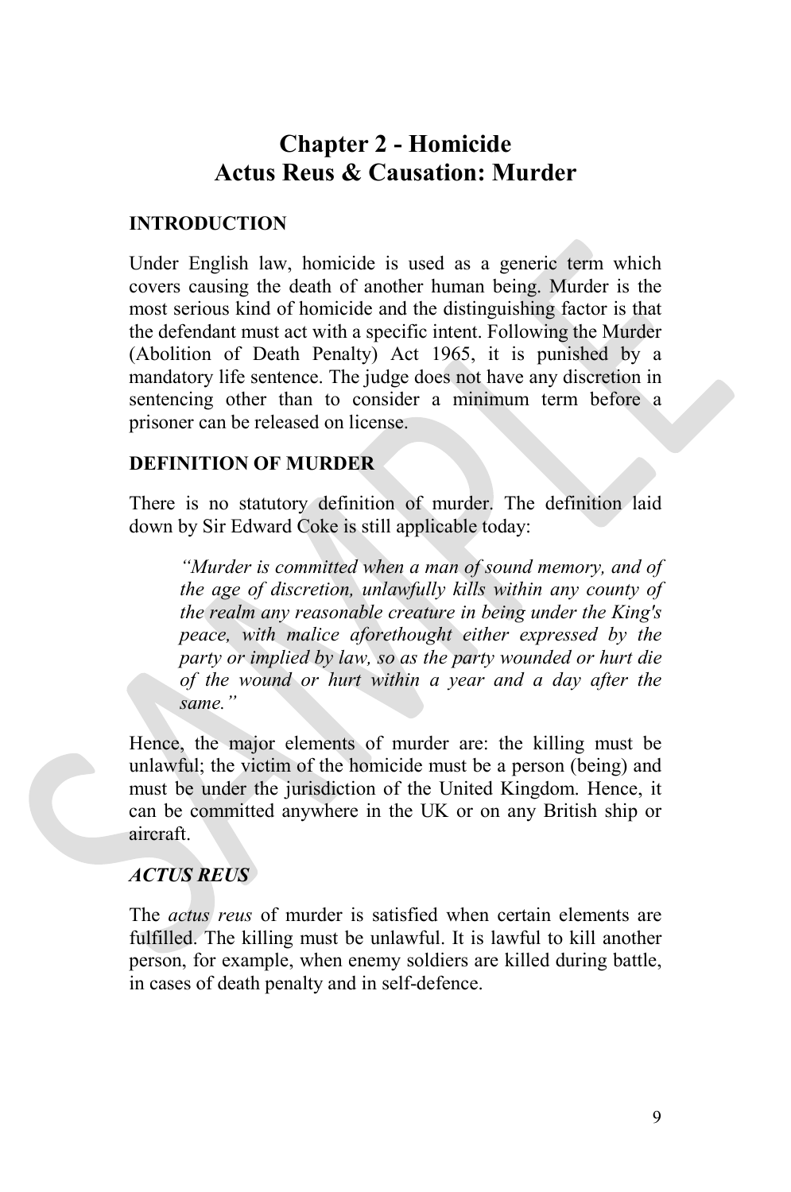# Chapter 2 - Homicide
# Actus Reus & Causation: Murder

## INTRODUCTION

Under English law, homicide is used as a generic term which covers causing the death of another human being. Murder is the most serious kind of homicide and the distinguishing factor is that the defendant must act with a specific intent. Following the Murder (Abolition of Death Penalty) Act 1965, it is punished by a mandatory life sentence. The judge does not have any discretion in sentencing other than to consider a minimum term before a prisoner can be released on license.

## DEFINITION OF MURDER

There is no statutory definition of murder. The definition laid down by Sir Edward Coke is still applicable today:

> *"Murder is committed when a man of sound memory, and of the age of discretion, unlawfully kills within any county of the realm any reasonable creature in being under the King's peace, with malice aforethought either expressed by the party or implied by law, so as the party wounded or hurt die of the wound or hurt within a year and a day after the same."*

Hence, the major elements of murder are: the killing must be unlawful; the victim of the homicide must be a person (being) and must be under the jurisdiction of the United Kingdom. Hence, it can be committed anywhere in the UK or on any British ship or aircraft.

## *ACTUS REUS*

The *actus reus* of murder is satisfied when certain elements are fulfilled. The killing must be unlawful. It is lawful to kill another person, for example, when enemy soldiers are killed during battle, in cases of death penalty and in self-defence.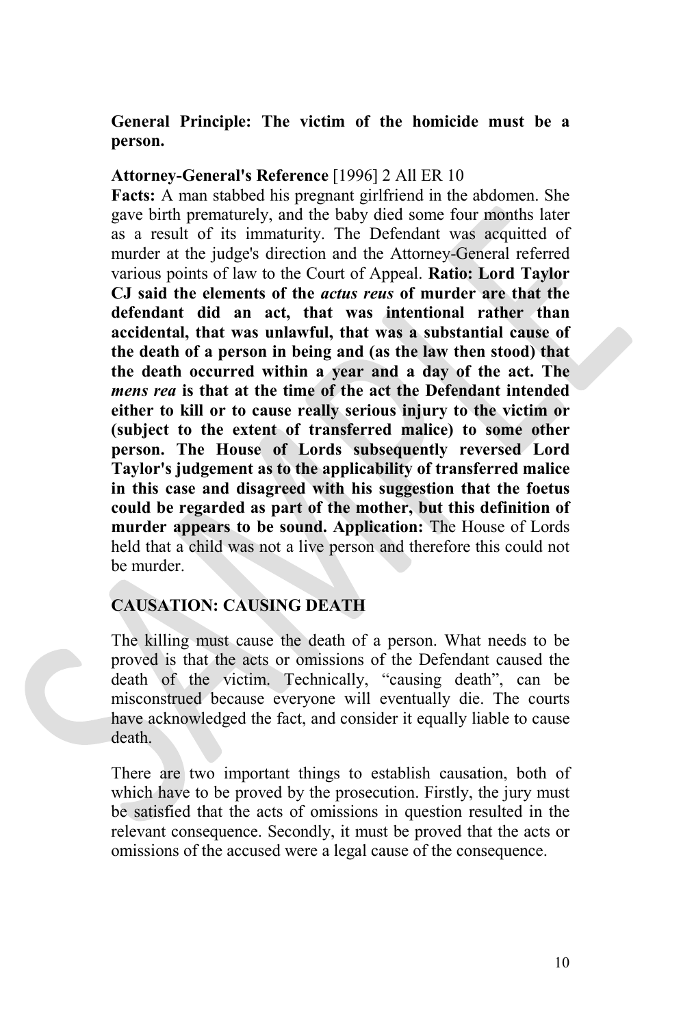**General Principle: The victim of the homicide must be a person.**

**Attorney-General's Reference** [1996] 2 All ER 10

**Facts:** A man stabbed his pregnant girlfriend in the abdomen. She gave birth prematurely, and the baby died some four months later as a result of its immaturity. The Defendant was acquitted of murder at the judge's direction and the Attorney-General referred various points of law to the Court of Appeal. **Ratio: Lord Taylor CJ said the elements of the *actus reus* of murder are that the defendant did an act, that was intentional rather than accidental, that was unlawful, that was a substantial cause of the death of a person in being and (as the law then stood) that the death occurred within a year and a day of the act. The *mens rea* is that at the time of the act the Defendant intended either to kill or to cause really serious injury to the victim or (subject to the extent of transferred malice) to some other person. The House of Lords subsequently reversed Lord Taylor's judgement as to the applicability of transferred malice in this case and disagreed with his suggestion that the foetus could be regarded as part of the mother, but this definition of murder appears to be sound. Application:** The House of Lords held that a child was not a live person and therefore this could not be murder.

## CAUSATION: CAUSING DEATH

The killing must cause the death of a person. What needs to be proved is that the acts or omissions of the Defendant caused the death of the victim. Technically, "causing death", can be misconstrued because everyone will eventually die. The courts have acknowledged the fact, and consider it equally liable to cause death.

There are two important things to establish causation, both of which have to be proved by the prosecution. Firstly, the jury must be satisfied that the acts of omissions in question resulted in the relevant consequence. Secondly, it must be proved that the acts or omissions of the accused were a legal cause of the consequence.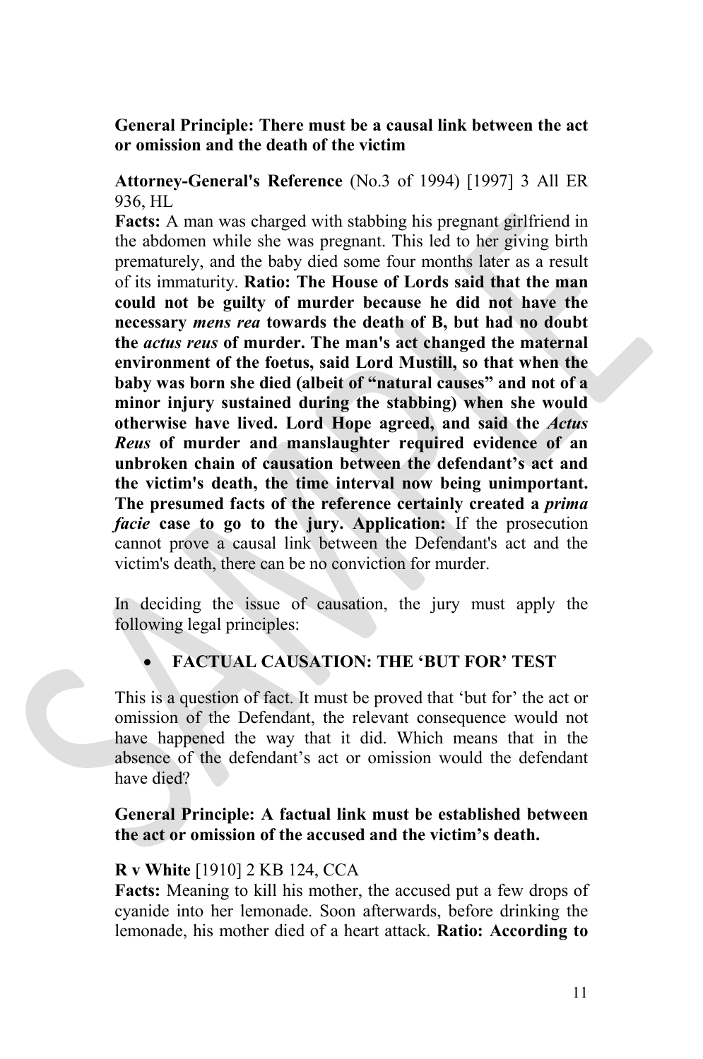**General Principle: There must be a causal link between the act or omission and the death of the victim**

**Attorney-General's Reference** (No.3 of 1994) [1997] 3 All ER 936, HL

**Facts:** A man was charged with stabbing his pregnant girlfriend in the abdomen while she was pregnant. This led to her giving birth prematurely, and the baby died some four months later as a result of its immaturity. **Ratio: The House of Lords said that the man could not be guilty of murder because he did not have the necessary *mens rea* towards the death of B, but had no doubt the *actus reus* of murder. The man's act changed the maternal environment of the foetus, said Lord Mustill, so that when the baby was born she died (albeit of "natural causes" and not of a minor injury sustained during the stabbing) when she would otherwise have lived. Lord Hope agreed, and said the *Actus Reus* of murder and manslaughter required evidence of an unbroken chain of causation between the defendant's act and the victim's death, the time interval now being unimportant. The presumed facts of the reference certainly created a *prima facie* case to go to the jury.** **Application:** If the prosecution cannot prove a causal link between the Defendant's act and the victim's death, there can be no conviction for murder.

In deciding the issue of causation, the jury must apply the following legal principles:

- **FACTUAL CAUSATION: THE 'BUT FOR' TEST**

This is a question of fact. It must be proved that 'but for' the act or omission of the Defendant, the relevant consequence would not have happened the way that it did. Which means that in the absence of the defendant's act or omission would the defendant have died?

**General Principle: A factual link must be established between the act or omission of the accused and the victim's death.**

**R v White** [1910] 2 KB 124, CCA

**Facts:** Meaning to kill his mother, the accused put a few drops of cyanide into her lemonade. Soon afterwards, before drinking the lemonade, his mother died of a heart attack. **Ratio: According to**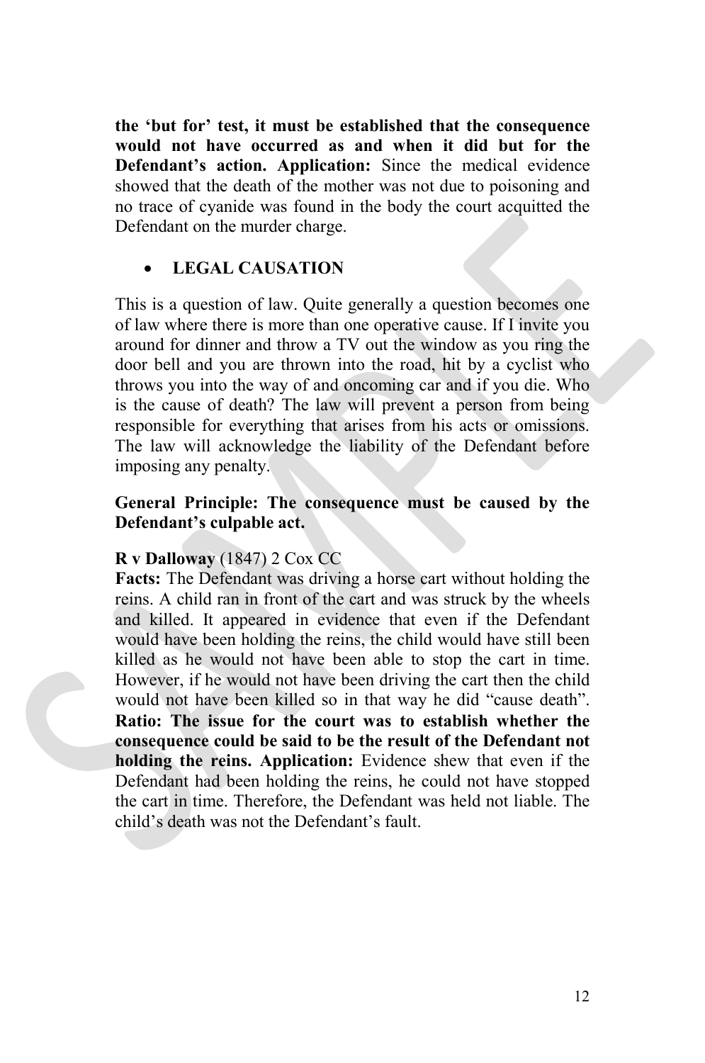**the 'but for' test, it must be established that the consequence would not have occurred as and when it did but for the Defendant's action. Application:** Since the medical evidence showed that the death of the mother was not due to poisoning and no trace of cyanide was found in the body the court acquitted the Defendant on the murder charge.

- **LEGAL CAUSATION**

This is a question of law. Quite generally a question becomes one of law where there is more than one operative cause. If I invite you around for dinner and throw a TV out the window as you ring the door bell and you are thrown into the road, hit by a cyclist who throws you into the way of and oncoming car and if you die. Who is the cause of death? The law will prevent a person from being responsible for everything that arises from his acts or omissions. The law will acknowledge the liability of the Defendant before imposing any penalty.

**General Principle: The consequence must be caused by the Defendant's culpable act.**

**R v Dalloway** (1847) 2 Cox CC
**Facts:** The Defendant was driving a horse cart without holding the reins. A child ran in front of the cart and was struck by the wheels and killed. It appeared in evidence that even if the Defendant would have been holding the reins, the child would have still been killed as he would not have been able to stop the cart in time. However, if he would not have been driving the cart then the child would not have been killed so in that way he did "cause death". **Ratio: The issue for the court was to establish whether the consequence could be said to be the result of the Defendant not holding the reins. Application:** Evidence shew that even if the Defendant had been holding the reins, he could not have stopped the cart in time. Therefore, the Defendant was held not liable. The child's death was not the Defendant's fault.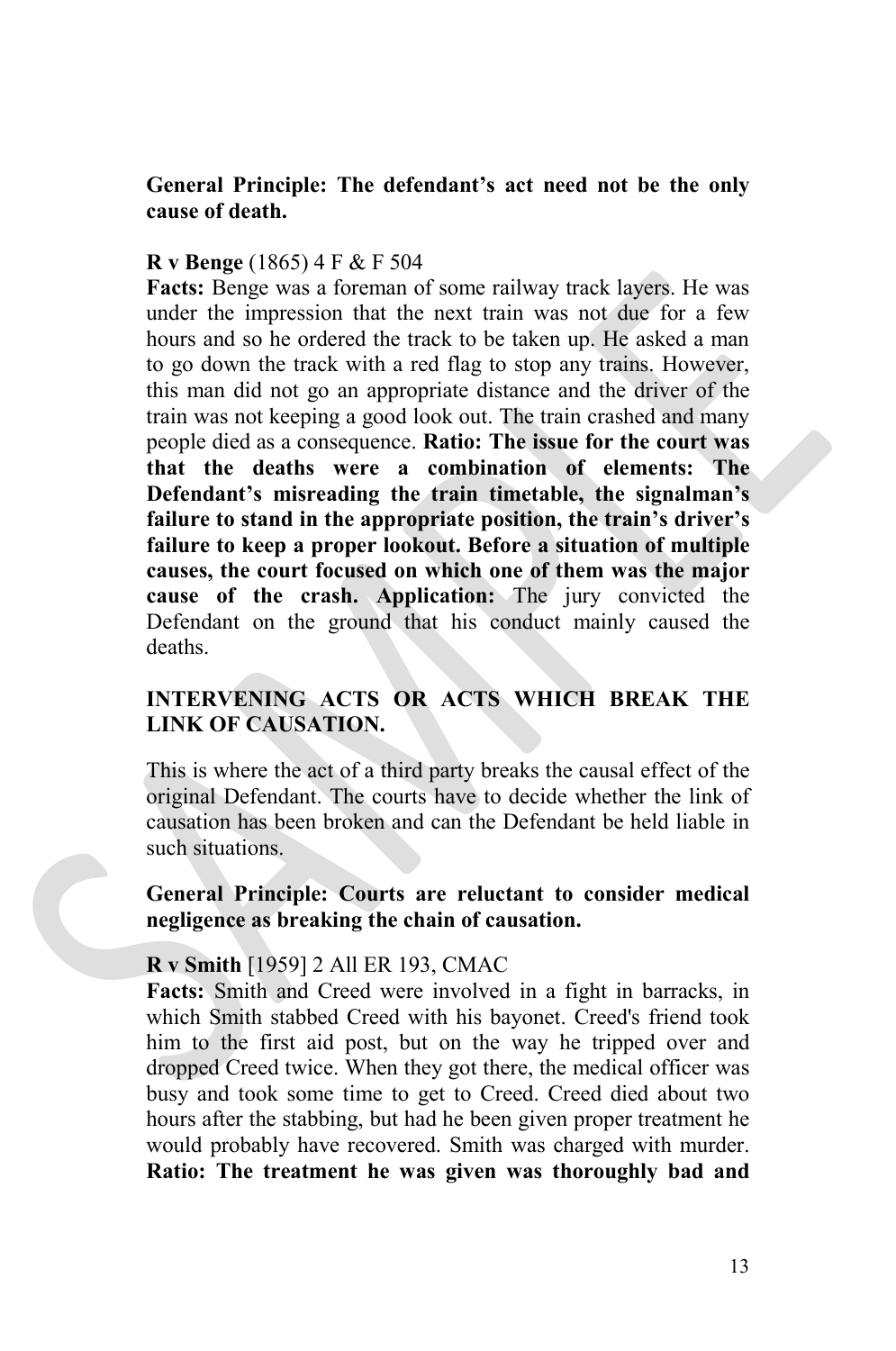**General Principle: The defendant's act need not be the only cause of death.**

**R v Benge** (1865) 4 F & F 504

**Facts:** Benge was a foreman of some railway track layers. He was under the impression that the next train was not due for a few hours and so he ordered the track to be taken up. He asked a man to go down the track with a red flag to stop any trains. However, this man did not go an appropriate distance and the driver of the train was not keeping a good look out. The train crashed and many people died as a consequence. **Ratio: The issue for the court was that the deaths were a combination of elements: The Defendant's misreading the train timetable, the signalman's failure to stand in the appropriate position, the train's driver's failure to keep a proper lookout. Before a situation of multiple causes, the court focused on which one of them was the major cause of the crash. Application:** The jury convicted the Defendant on the ground that his conduct mainly caused the deaths.

## INTERVENING ACTS OR ACTS WHICH BREAK THE LINK OF CAUSATION.

This is where the act of a third party breaks the causal effect of the original Defendant. The courts have to decide whether the link of causation has been broken and can the Defendant be held liable in such situations.

**General Principle: Courts are reluctant to consider medical negligence as breaking the chain of causation.**

**R v Smith** [1959] 2 All ER 193, CMAC

**Facts:** Smith and Creed were involved in a fight in barracks, in which Smith stabbed Creed with his bayonet. Creed's friend took him to the first aid post, but on the way he tripped over and dropped Creed twice. When they got there, the medical officer was busy and took some time to get to Creed. Creed died about two hours after the stabbing, but had he been given proper treatment he would probably have recovered. Smith was charged with murder. **Ratio: The treatment he was given was thoroughly bad and**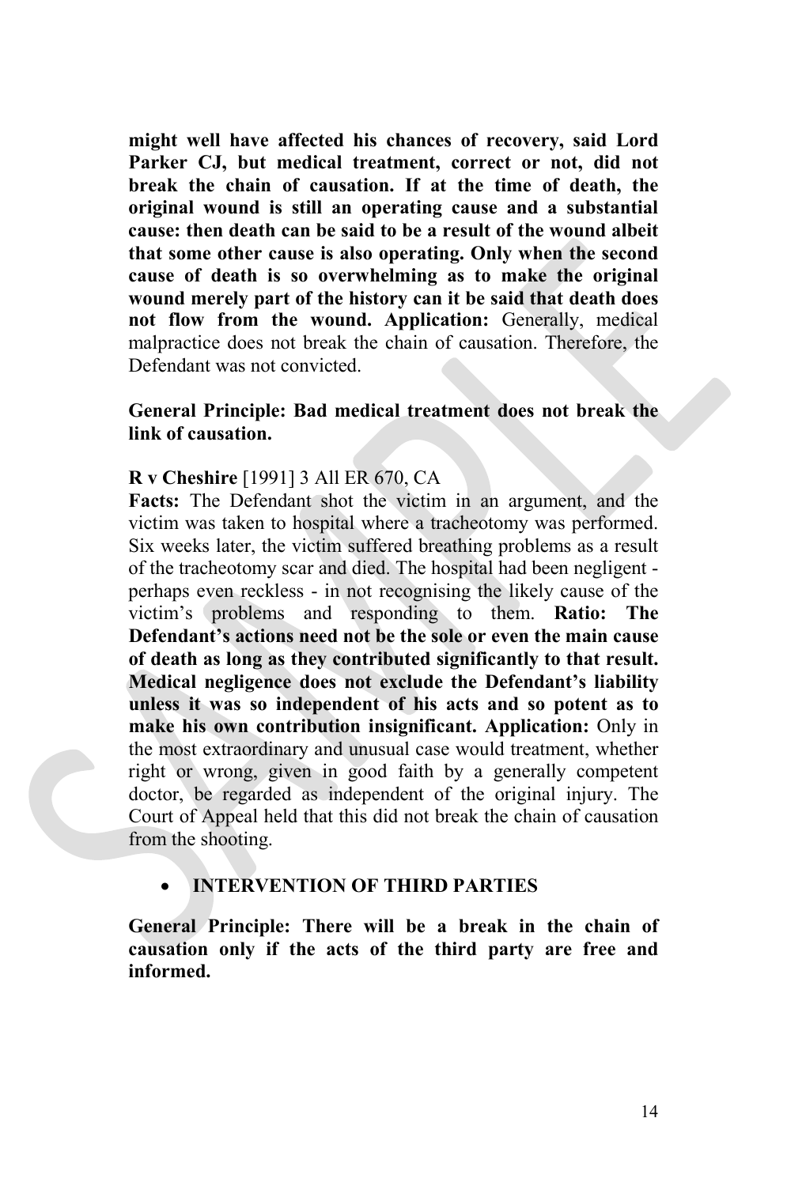**might well have affected his chances of recovery, said Lord Parker CJ, but medical treatment, correct or not, did not break the chain of causation. If at the time of death, the original wound is still an operating cause and a substantial cause: then death can be said to be a result of the wound albeit that some other cause is also operating. Only when the second cause of death is so overwhelming as to make the original wound merely part of the history can it be said that death does not flow from the wound. Application:** Generally, medical malpractice does not break the chain of causation. Therefore, the Defendant was not convicted.

**General Principle: Bad medical treatment does not break the link of causation.**

**R v Cheshire** [1991] 3 All ER 670, CA
**Facts:** The Defendant shot the victim in an argument, and the victim was taken to hospital where a tracheotomy was performed. Six weeks later, the victim suffered breathing problems as a result of the tracheotomy scar and died. The hospital had been negligent - perhaps even reckless - in not recognising the likely cause of the victim's problems and responding to them. **Ratio: The Defendant's actions need not be the sole or even the main cause of death as long as they contributed significantly to that result. Medical negligence does not exclude the Defendant's liability unless it was so independent of his acts and so potent as to make his own contribution insignificant. Application:** Only in the most extraordinary and unusual case would treatment, whether right or wrong, given in good faith by a generally competent doctor, be regarded as independent of the original injury. The Court of Appeal held that this did not break the chain of causation from the shooting.

- **INTERVENTION OF THIRD PARTIES**

**General Principle: There will be a break in the chain of causation only if the acts of the third party are free and informed.**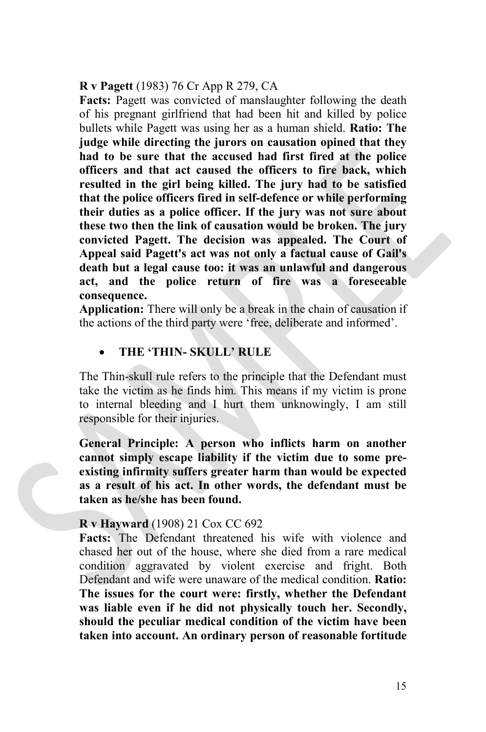**R v Pagett** (1983) 76 Cr App R 279, CA

**Facts:** Pagett was convicted of manslaughter following the death of his pregnant girlfriend that had been hit and killed by police bullets while Pagett was using her as a human shield. **Ratio: The judge while directing the jurors on causation opined that they had to be sure that the accused had first fired at the police officers and that act caused the officers to fire back, which resulted in the girl being killed. The jury had to be satisfied that the police officers fired in self-defence or while performing their duties as a police officer. If the jury was not sure about these two then the link of causation would be broken. The jury convicted Pagett. The decision was appealed. The Court of Appeal said Pagett's act was not only a factual cause of Gail's death but a legal cause too: it was an unlawful and dangerous act, and the police return of fire was a foreseeable consequence.**

**Application:** There will only be a break in the chain of causation if the actions of the third party were 'free, deliberate and informed'.

- **THE 'THIN- SKULL' RULE**

The Thin-skull rule refers to the principle that the Defendant must take the victim as he finds him. This means if my victim is prone to internal bleeding and I hurt them unknowingly, I am still responsible for their injuries.

**General Principle: A person who inflicts harm on another cannot simply escape liability if the victim due to some pre-existing infirmity suffers greater harm than would be expected as a result of his act. In other words, the defendant must be taken as he/she has been found.**

**R v Hayward** (1908) 21 Cox CC 692

**Facts:** The Defendant threatened his wife with violence and chased her out of the house, where she died from a rare medical condition aggravated by violent exercise and fright. Both Defendant and wife were unaware of the medical condition. **Ratio: The issues for the court were: firstly, whether the Defendant was liable even if he did not physically touch her. Secondly, should the peculiar medical condition of the victim have been taken into account. An ordinary person of reasonable fortitude**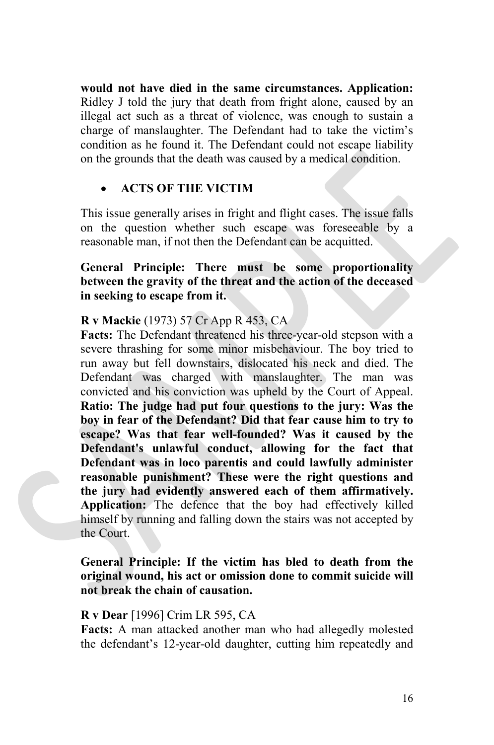**would not have died in the same circumstances. Application:** Ridley J told the jury that death from fright alone, caused by an illegal act such as a threat of violence, was enough to sustain a charge of manslaughter. The Defendant had to take the victim's condition as he found it. The Defendant could not escape liability on the grounds that the death was caused by a medical condition.

- **ACTS OF THE VICTIM**

This issue generally arises in fright and flight cases. The issue falls on the question whether such escape was foreseeable by a reasonable man, if not then the Defendant can be acquitted.

**General Principle: There must be some proportionality between the gravity of the threat and the action of the deceased in seeking to escape from it.**

**R v Mackie** (1973) 57 Cr App R 453, CA
**Facts:** The Defendant threatened his three-year-old stepson with a severe thrashing for some minor misbehaviour. The boy tried to run away but fell downstairs, dislocated his neck and died. The Defendant was charged with manslaughter. The man was convicted and his conviction was upheld by the Court of Appeal. **Ratio: The judge had put four questions to the jury: Was the boy in fear of the Defendant? Did that fear cause him to try to escape? Was that fear well-founded? Was it caused by the Defendant's unlawful conduct, allowing for the fact that Defendant was in loco parentis and could lawfully administer reasonable punishment? These were the right questions and the jury had evidently answered each of them affirmatively. Application:** The defence that the boy had effectively killed himself by running and falling down the stairs was not accepted by the Court.

**General Principle: If the victim has bled to death from the original wound, his act or omission done to commit suicide will not break the chain of causation.**

**R v Dear** [1996] Crim LR 595, CA
**Facts:** A man attacked another man who had allegedly molested the defendant's 12-year-old daughter, cutting him repeatedly and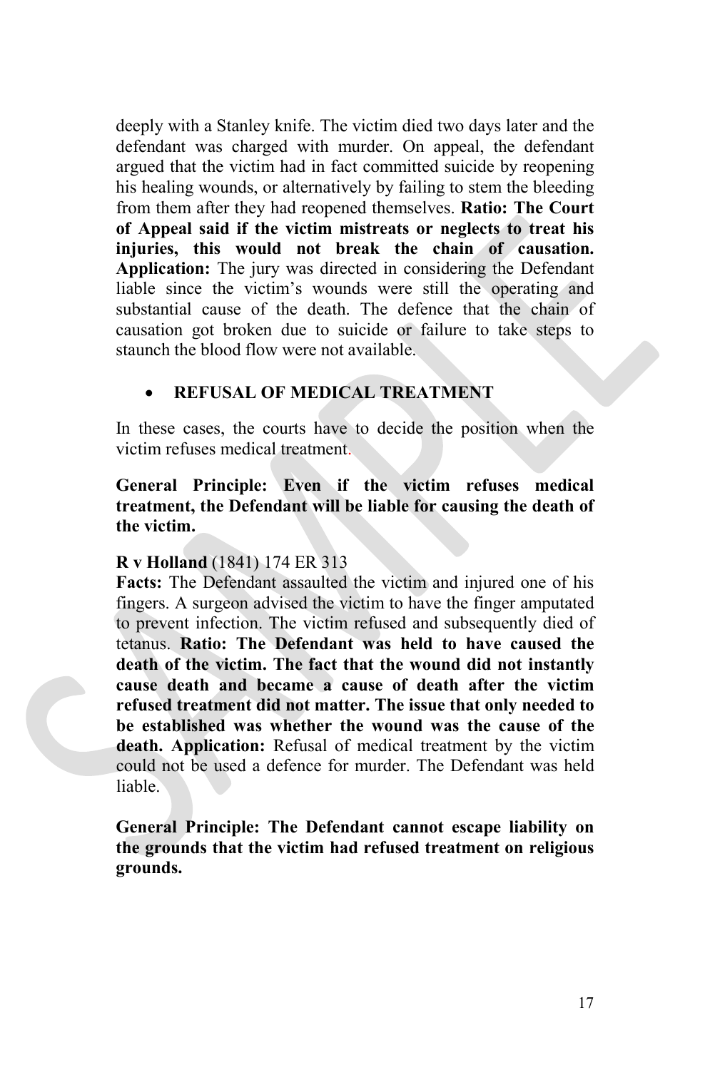deeply with a Stanley knife. The victim died two days later and the defendant was charged with murder. On appeal, the defendant argued that the victim had in fact committed suicide by reopening his healing wounds, or alternatively by failing to stem the bleeding from them after they had reopened themselves. **Ratio: The Court of Appeal said if the victim mistreats or neglects to treat his injuries, this would not break the chain of causation. Application:** The jury was directed in considering the Defendant liable since the victim's wounds were still the operating and substantial cause of the death. The defence that the chain of causation got broken due to suicide or failure to take steps to staunch the blood flow were not available.

- **REFUSAL OF MEDICAL TREATMENT**

In these cases, the courts have to decide the position when the victim refuses medical treatment.

**General Principle: Even if the victim refuses medical treatment, the Defendant will be liable for causing the death of the victim.**

**R v Holland** (1841) 174 ER 313
**Facts:** The Defendant assaulted the victim and injured one of his fingers. A surgeon advised the victim to have the finger amputated to prevent infection. The victim refused and subsequently died of tetanus. **Ratio: The Defendant was held to have caused the death of the victim. The fact that the wound did not instantly cause death and became a cause of death after the victim refused treatment did not matter. The issue that only needed to be established was whether the wound was the cause of the death. Application:** Refusal of medical treatment by the victim could not be used a defence for murder. The Defendant was held liable.

**General Principle: The Defendant cannot escape liability on the grounds that the victim had refused treatment on religious grounds.**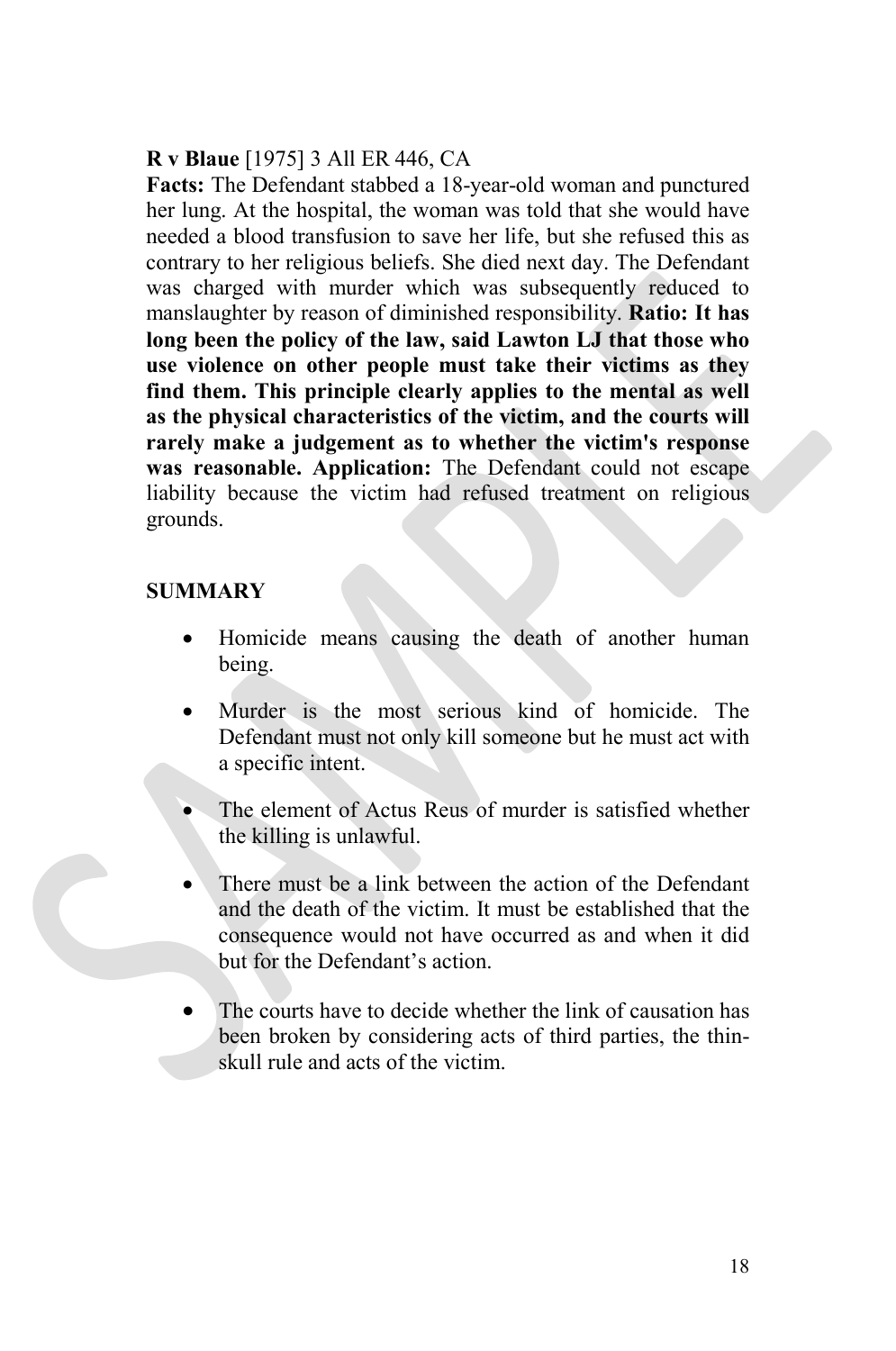**R v Blaue** [1975] 3 All ER 446, CA

**Facts:** The Defendant stabbed a 18-year-old woman and punctured her lung. At the hospital, the woman was told that she would have needed a blood transfusion to save her life, but she refused this as contrary to her religious beliefs. She died next day. The Defendant was charged with murder which was subsequently reduced to manslaughter by reason of diminished responsibility. **Ratio: It has long been the policy of the law, said Lawton LJ that those who use violence on other people must take their victims as they find them. This principle clearly applies to the mental as well as the physical characteristics of the victim, and the courts will rarely make a judgement as to whether the victim's response was reasonable. Application:** The Defendant could not escape liability because the victim had refused treatment on religious grounds.

**SUMMARY**

- Homicide means causing the death of another human being.
- Murder is the most serious kind of homicide. The Defendant must not only kill someone but he must act with a specific intent.
- The element of Actus Reus of murder is satisfied whether the killing is unlawful.
- There must be a link between the action of the Defendant and the death of the victim. It must be established that the consequence would not have occurred as and when it did but for the Defendant's action.
- The courts have to decide whether the link of causation has been broken by considering acts of third parties, the thin-skull rule and acts of the victim.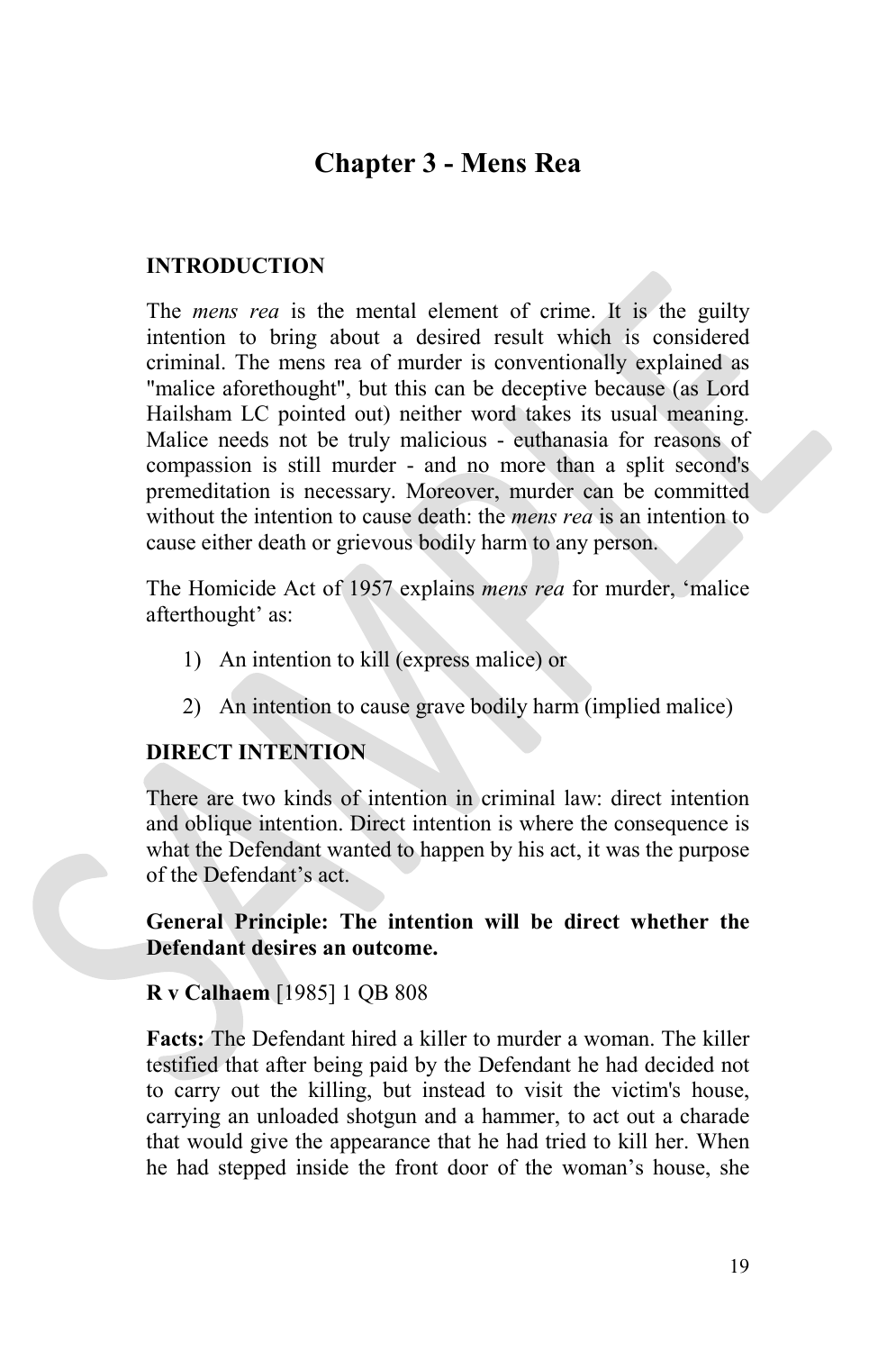# Chapter 3 - Mens Rea

## INTRODUCTION

The *mens rea* is the mental element of crime. It is the guilty intention to bring about a desired result which is considered criminal. The mens rea of murder is conventionally explained as "malice aforethought", but this can be deceptive because (as Lord Hailsham LC pointed out) neither word takes its usual meaning. Malice needs not be truly malicious - euthanasia for reasons of compassion is still murder - and no more than a split second's premeditation is necessary. Moreover, murder can be committed without the intention to cause death: the *mens rea* is an intention to cause either death or grievous bodily harm to any person.

The Homicide Act of 1957 explains *mens rea* for murder, 'malice afterthought' as:

1) An intention to kill (express malice) or
2) An intention to cause grave bodily harm (implied malice)

## DIRECT INTENTION

There are two kinds of intention in criminal law: direct intention and oblique intention. Direct intention is where the consequence is what the Defendant wanted to happen by his act, it was the purpose of the Defendant's act.

**General Principle: The intention will be direct whether the Defendant desires an outcome.**

**R v Calhaem** [1985] 1 QB 808

**Facts:** The Defendant hired a killer to murder a woman. The killer testified that after being paid by the Defendant he had decided not to carry out the killing, but instead to visit the victim's house, carrying an unloaded shotgun and a hammer, to act out a charade that would give the appearance that he had tried to kill her. When he had stepped inside the front door of the woman's house, she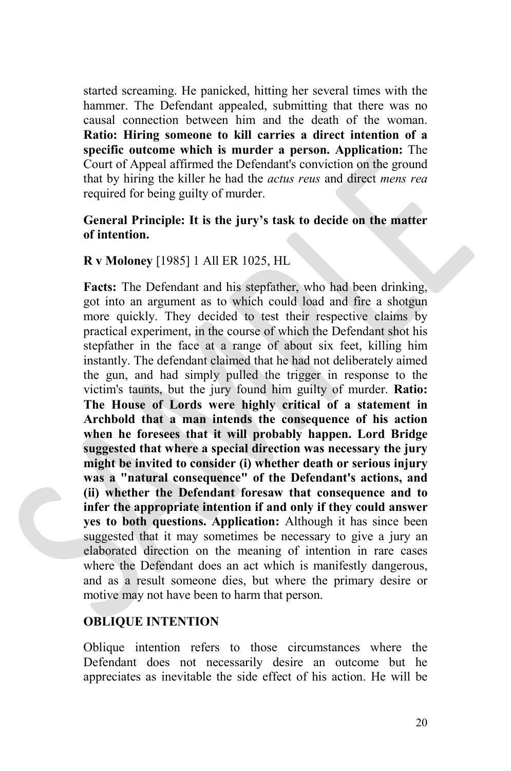started screaming. He panicked, hitting her several times with the hammer. The Defendant appealed, submitting that there was no causal connection between him and the death of the woman. **Ratio: Hiring someone to kill carries a direct intention of a specific outcome which is murder a person. Application:** The Court of Appeal affirmed the Defendant's conviction on the ground that by hiring the killer he had the *actus reus* and direct *mens rea* required for being guilty of murder.

**General Principle: It is the jury's task to decide on the matter of intention.**

**R v Moloney** [1985] 1 All ER 1025, HL

**Facts:** The Defendant and his stepfather, who had been drinking, got into an argument as to which could load and fire a shotgun more quickly. They decided to test their respective claims by practical experiment, in the course of which the Defendant shot his stepfather in the face at a range of about six feet, killing him instantly. The defendant claimed that he had not deliberately aimed the gun, and had simply pulled the trigger in response to the victim's taunts, but the jury found him guilty of murder. **Ratio: The House of Lords were highly critical of a statement in Archbold that a man intends the consequence of his action when he foresees that it will probably happen. Lord Bridge suggested that where a special direction was necessary the jury might be invited to consider (i) whether death or serious injury was a "natural consequence" of the Defendant's actions, and (ii) whether the Defendant foresaw that consequence and to infer the appropriate intention if and only if they could answer yes to both questions. Application:** Although it has since been suggested that it may sometimes be necessary to give a jury an elaborated direction on the meaning of intention in rare cases where the Defendant does an act which is manifestly dangerous, and as a result someone dies, but where the primary desire or motive may not have been to harm that person.

## OBLIQUE INTENTION

Oblique intention refers to those circumstances where the Defendant does not necessarily desire an outcome but he appreciates as inevitable the side effect of his action. He will be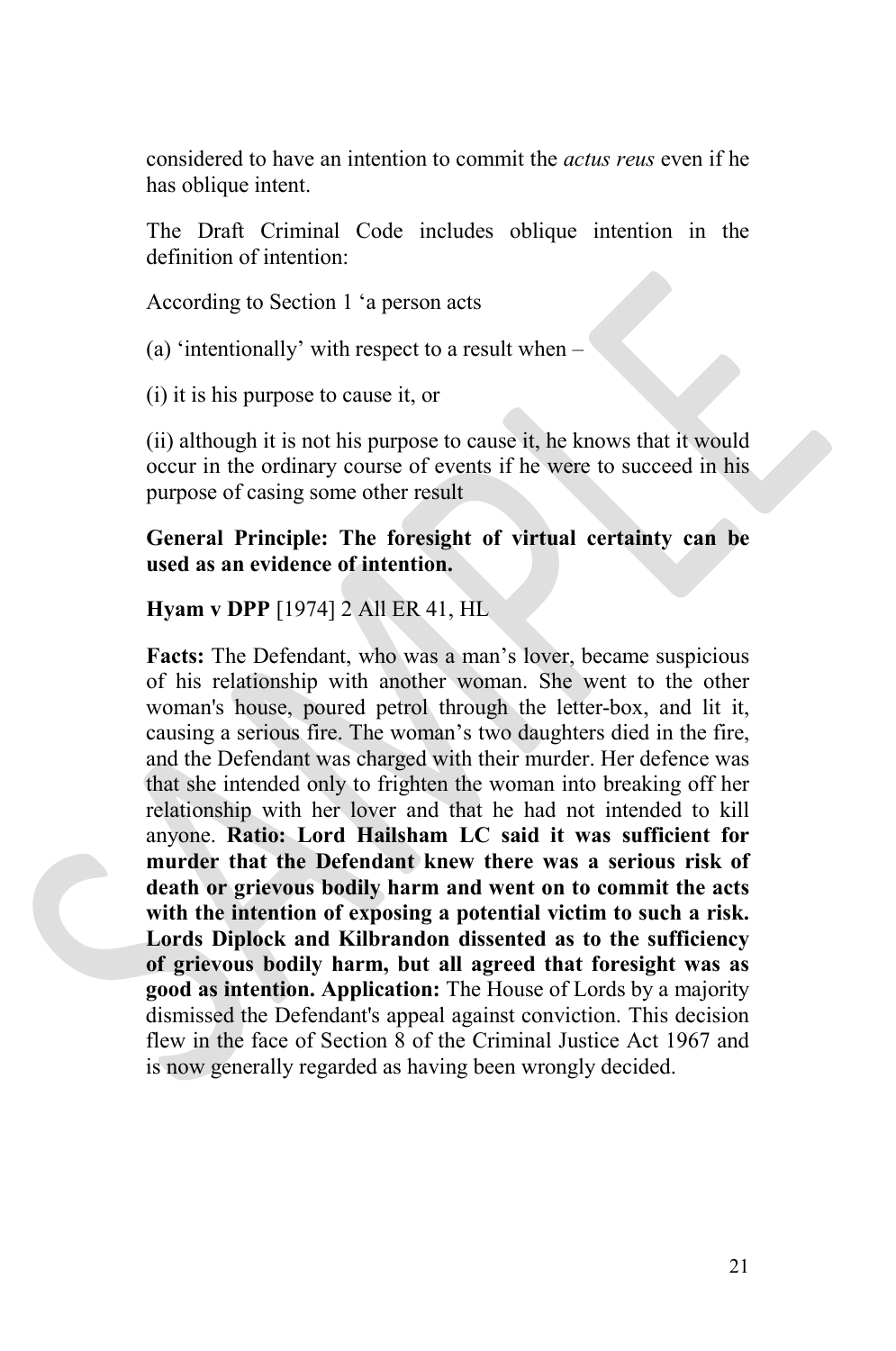considered to have an intention to commit the *actus reus* even if he has oblique intent.

The Draft Criminal Code includes oblique intention in the definition of intention:

According to Section 1 'a person acts

(a) 'intentionally' with respect to a result when –

(i) it is his purpose to cause it, or

(ii) although it is not his purpose to cause it, he knows that it would occur in the ordinary course of events if he were to succeed in his purpose of casing some other result

**General Principle: The foresight of virtual certainty can be used as an evidence of intention.**

**Hyam v DPP** [1974] 2 All ER 41, HL

**Facts:** The Defendant, who was a man's lover, became suspicious of his relationship with another woman. She went to the other woman's house, poured petrol through the letter-box, and lit it, causing a serious fire. The woman's two daughters died in the fire, and the Defendant was charged with their murder. Her defence was that she intended only to frighten the woman into breaking off her relationship with her lover and that he had not intended to kill anyone. **Ratio: Lord Hailsham LC said it was sufficient for murder that the Defendant knew there was a serious risk of death or grievous bodily harm and went on to commit the acts with the intention of exposing a potential victim to such a risk. Lords Diplock and Kilbrandon dissented as to the sufficiency of grievous bodily harm, but all agreed that foresight was as good as intention. Application:** The House of Lords by a majority dismissed the Defendant's appeal against conviction. This decision flew in the face of Section 8 of the Criminal Justice Act 1967 and is now generally regarded as having been wrongly decided.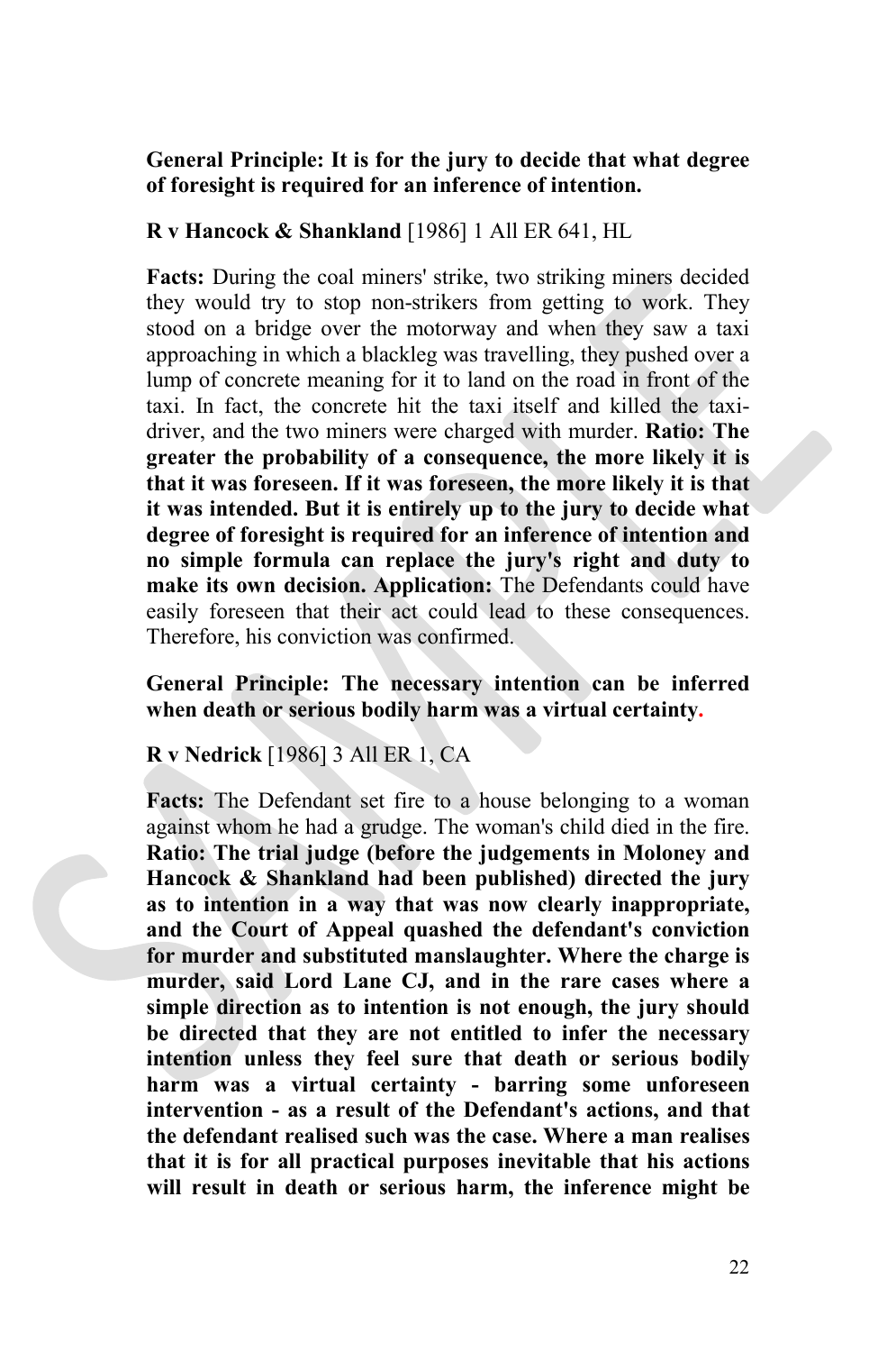**General Principle: It is for the jury to decide that what degree of foresight is required for an inference of intention.**

**R v Hancock & Shankland** [1986] 1 All ER 641, HL

**Facts:** During the coal miners' strike, two striking miners decided they would try to stop non-strikers from getting to work. They stood on a bridge over the motorway and when they saw a taxi approaching in which a blackleg was travelling, they pushed over a lump of concrete meaning for it to land on the road in front of the taxi. In fact, the concrete hit the taxi itself and killed the taxi-driver, and the two miners were charged with murder. **Ratio: The greater the probability of a consequence, the more likely it is that it was foreseen. If it was foreseen, the more likely it is that it was intended. But it is entirely up to the jury to decide what degree of foresight is required for an inference of intention and no simple formula can replace the jury's right and duty to make its own decision. Application:** The Defendants could have easily foreseen that their act could lead to these consequences. Therefore, his conviction was confirmed.

**General Principle: The necessary intention can be inferred when death or serious bodily harm was a virtual certainty.**

**R v Nedrick** [1986] 3 All ER 1, CA

**Facts:** The Defendant set fire to a house belonging to a woman against whom he had a grudge. The woman's child died in the fire. **Ratio: The trial judge (before the judgements in Moloney and Hancock & Shankland had been published) directed the jury as to intention in a way that was now clearly inappropriate, and the Court of Appeal quashed the defendant's conviction for murder and substituted manslaughter. Where the charge is murder, said Lord Lane CJ, and in the rare cases where a simple direction as to intention is not enough, the jury should be directed that they are not entitled to infer the necessary intention unless they feel sure that death or serious bodily harm was a virtual certainty - barring some unforeseen intervention - as a result of the Defendant's actions, and that the defendant realised such was the case. Where a man realises that it is for all practical purposes inevitable that his actions will result in death or serious harm, the inference might be**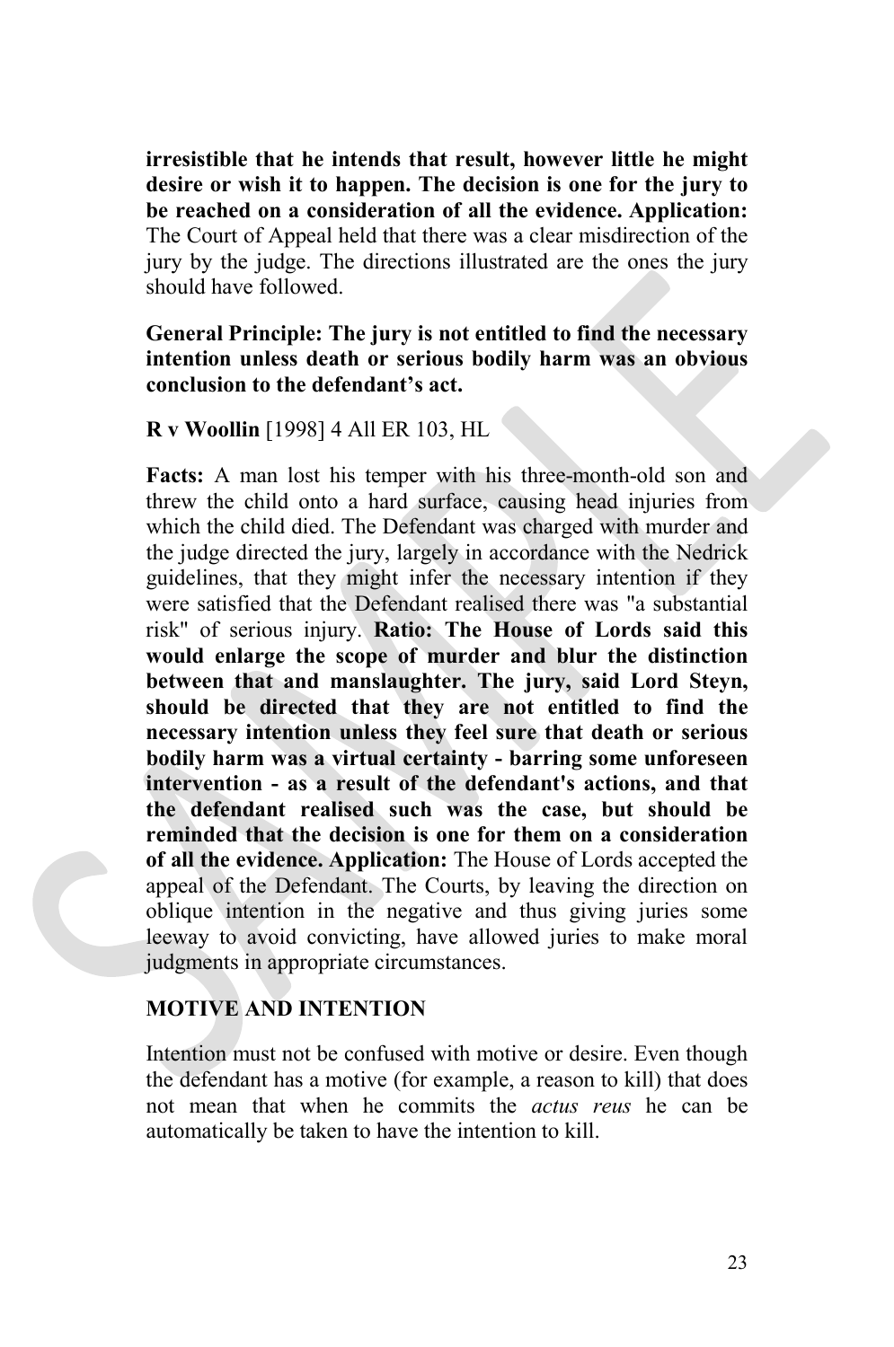**irresistible that he intends that result, however little he might desire or wish it to happen. The decision is one for the jury to be reached on a consideration of all the evidence. Application:** The Court of Appeal held that there was a clear misdirection of the jury by the judge. The directions illustrated are the ones the jury should have followed.

**General Principle: The jury is not entitled to find the necessary intention unless death or serious bodily harm was an obvious conclusion to the defendant's act.**

**R v Woollin** [1998] 4 All ER 103, HL

**Facts:** A man lost his temper with his three-month-old son and threw the child onto a hard surface, causing head injuries from which the child died. The Defendant was charged with murder and the judge directed the jury, largely in accordance with the Nedrick guidelines, that they might infer the necessary intention if they were satisfied that the Defendant realised there was "a substantial risk" of serious injury. **Ratio: The House of Lords said this would enlarge the scope of murder and blur the distinction between that and manslaughter. The jury, said Lord Steyn, should be directed that they are not entitled to find the necessary intention unless they feel sure that death or serious bodily harm was a virtual certainty - barring some unforeseen intervention - as a result of the defendant's actions, and that the defendant realised such was the case, but should be reminded that the decision is one for them on a consideration of all the evidence. Application:** The House of Lords accepted the appeal of the Defendant. The Courts, by leaving the direction on oblique intention in the negative and thus giving juries some leeway to avoid convicting, have allowed juries to make moral judgments in appropriate circumstances.

## MOTIVE AND INTENTION

Intention must not be confused with motive or desire. Even though the defendant has a motive (for example, a reason to kill) that does not mean that when he commits the *actus reus* he can be automatically be taken to have the intention to kill.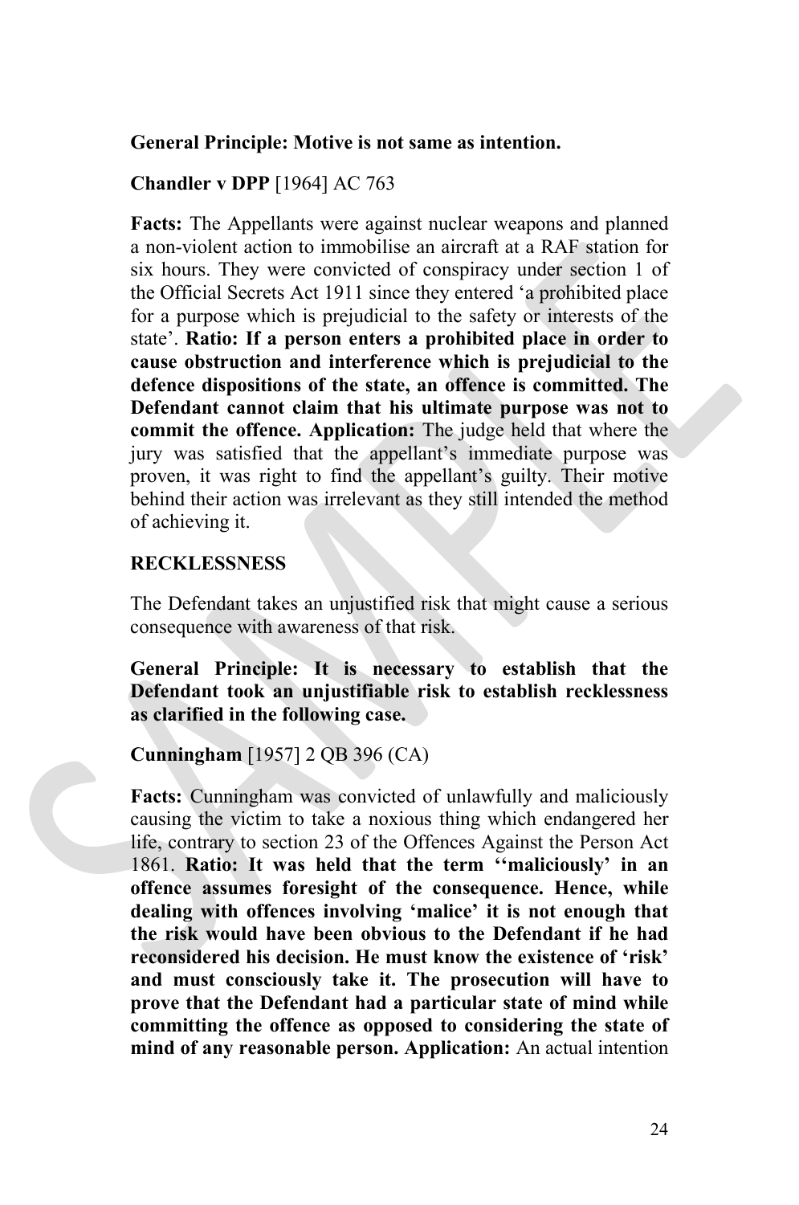**General Principle: Motive is not same as intention.**

**Chandler v DPP** [1964] AC 763

**Facts:** The Appellants were against nuclear weapons and planned a non-violent action to immobilise an aircraft at a RAF station for six hours. They were convicted of conspiracy under section 1 of the Official Secrets Act 1911 since they entered 'a prohibited place for a purpose which is prejudicial to the safety or interests of the state'. **Ratio: If a person enters a prohibited place in order to cause obstruction and interference which is prejudicial to the defence dispositions of the state, an offence is committed. The Defendant cannot claim that his ultimate purpose was not to commit the offence. Application:** The judge held that where the jury was satisfied that the appellant's immediate purpose was proven, it was right to find the appellant's guilty. Their motive behind their action was irrelevant as they still intended the method of achieving it.

**RECKLESSNESS**

The Defendant takes an unjustified risk that might cause a serious consequence with awareness of that risk.

**General Principle: It is necessary to establish that the Defendant took an unjustifiable risk to establish recklessness as clarified in the following case.**

**Cunningham** [1957] 2 QB 396 (CA)

**Facts:** Cunningham was convicted of unlawfully and maliciously causing the victim to take a noxious thing which endangered her life, contrary to section 23 of the Offences Against the Person Act 1861. **Ratio: It was held that the term ''maliciously' in an offence assumes foresight of the consequence. Hence, while dealing with offences involving 'malice' it is not enough that the risk would have been obvious to the Defendant if he had reconsidered his decision. He must know the existence of 'risk' and must consciously take it. The prosecution will have to prove that the Defendant had a particular state of mind while committing the offence as opposed to considering the state of mind of any reasonable person. Application:** An actual intention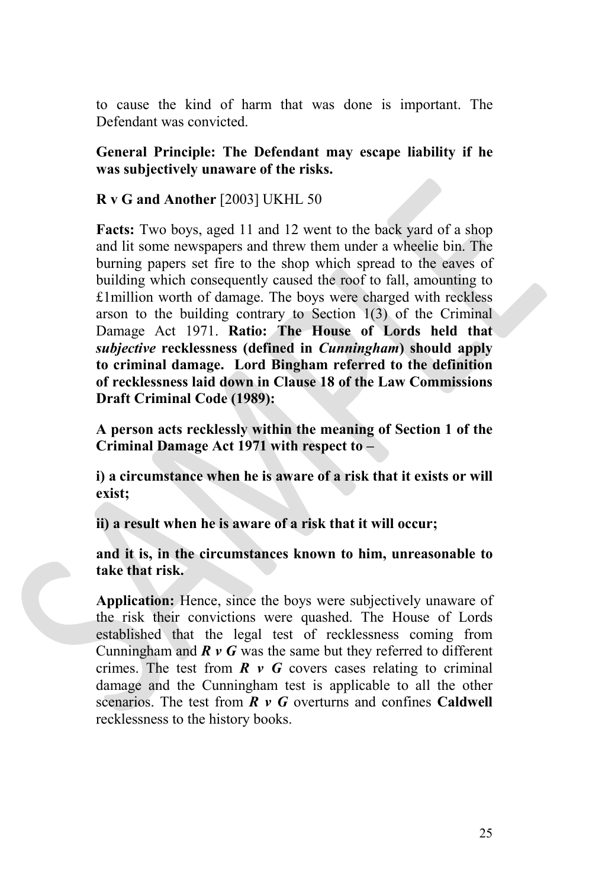to cause the kind of harm that was done is important. The Defendant was convicted.

**General Principle: The Defendant may escape liability if he was subjectively unaware of the risks.**

**R v G and Another** [2003] UKHL 50

**Facts:** Two boys, aged 11 and 12 went to the back yard of a shop and lit some newspapers and threw them under a wheelie bin. The burning papers set fire to the shop which spread to the eaves of building which consequently caused the roof to fall, amounting to £1million worth of damage. The boys were charged with reckless arson to the building contrary to Section 1(3) of the Criminal Damage Act 1971. **Ratio: The House of Lords held that *subjective* recklessness (defined in *Cunningham*) should apply to criminal damage. Lord Bingham referred to the definition of recklessness laid down in Clause 18 of the Law Commissions Draft Criminal Code (1989):**

**A person acts recklessly within the meaning of Section 1 of the Criminal Damage Act 1971 with respect to –**

**i) a circumstance when he is aware of a risk that it exists or will exist;**

**ii) a result when he is aware of a risk that it will occur;**

**and it is, in the circumstances known to him, unreasonable to take that risk.**

**Application:** Hence, since the boys were subjectively unaware of the risk their convictions were quashed. The House of Lords established that the legal test of recklessness coming from Cunningham and ***R v G*** was the same but they referred to different crimes. The test from ***R v G*** covers cases relating to criminal damage and the Cunningham test is applicable to all the other scenarios. The test from ***R v G*** overturns and confines **Caldwell** recklessness to the history books.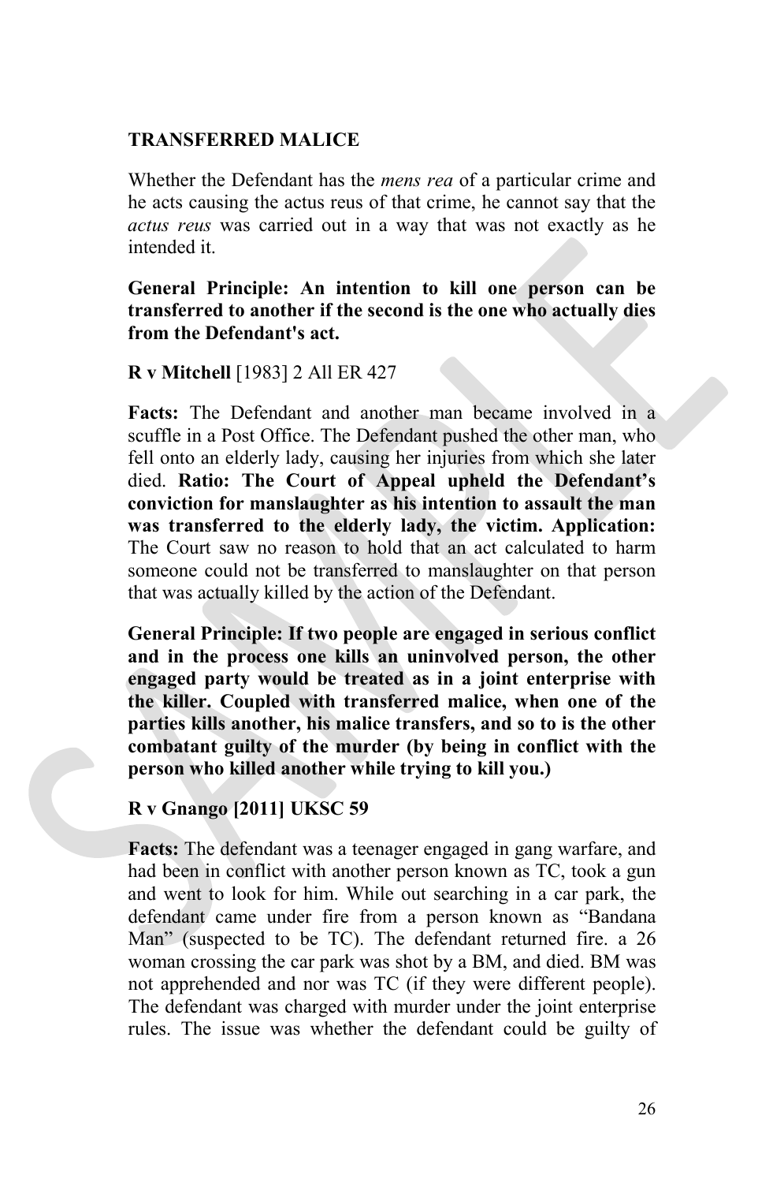**TRANSFERRED MALICE**

Whether the Defendant has the *mens rea* of a particular crime and he acts causing the actus reus of that crime, he cannot say that the *actus reus* was carried out in a way that was not exactly as he intended it.

**General Principle: An intention to kill one person can be transferred to another if the second is the one who actually dies from the Defendant's act.**

**R v Mitchell** [1983] 2 All ER 427

**Facts:** The Defendant and another man became involved in a scuffle in a Post Office. The Defendant pushed the other man, who fell onto an elderly lady, causing her injuries from which she later died. **Ratio: The Court of Appeal upheld the Defendant's conviction for manslaughter as his intention to assault the man was transferred to the elderly lady, the victim. Application:** The Court saw no reason to hold that an act calculated to harm someone could not be transferred to manslaughter on that person that was actually killed by the action of the Defendant.

**General Principle: If two people are engaged in serious conflict and in the process one kills an uninvolved person, the other engaged party would be treated as in a joint enterprise with the killer. Coupled with transferred malice, when one of the parties kills another, his malice transfers, and so to is the other combatant guilty of the murder (by being in conflict with the person who killed another while trying to kill you.)**

**R v Gnango [2011] UKSC 59**

**Facts:** The defendant was a teenager engaged in gang warfare, and had been in conflict with another person known as TC, took a gun and went to look for him. While out searching in a car park, the defendant came under fire from a person known as "Bandana Man" (suspected to be TC). The defendant returned fire. a 26 woman crossing the car park was shot by a BM, and died. BM was not apprehended and nor was TC (if they were different people). The defendant was charged with murder under the joint enterprise rules. The issue was whether the defendant could be guilty of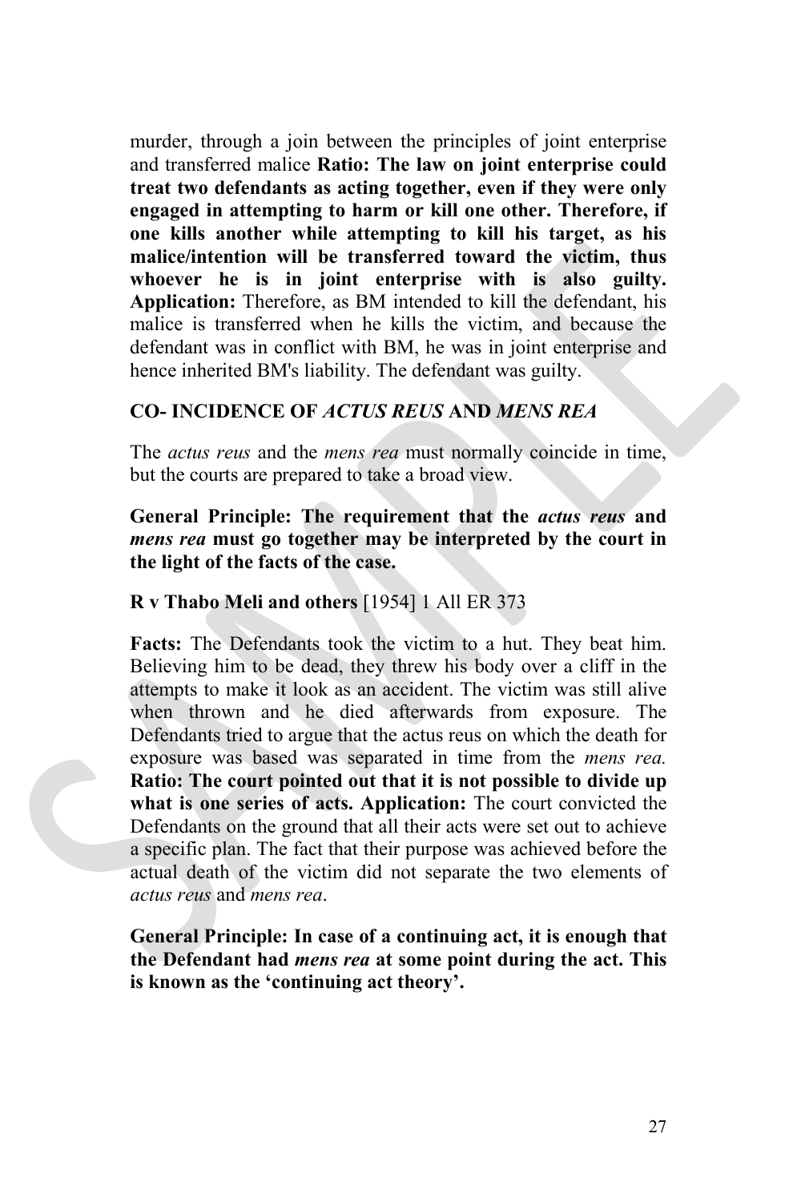murder, through a join between the principles of joint enterprise and transferred malice **Ratio: The law on joint enterprise could treat two defendants as acting together, even if they were only engaged in attempting to harm or kill one other. Therefore, if one kills another while attempting to kill his target, as his malice/intention will be transferred toward the victim, thus whoever he is in joint enterprise with is also guilty. Application:** Therefore, as BM intended to kill the defendant, his malice is transferred when he kills the victim, and because the defendant was in conflict with BM, he was in joint enterprise and hence inherited BM's liability. The defendant was guilty.

## CO- INCIDENCE OF *ACTUS REUS* AND *MENS REA*

The *actus reus* and the *mens rea* must normally coincide in time, but the courts are prepared to take a broad view.

**General Principle: The requirement that the *actus reus* and *mens rea* must go together may be interpreted by the court in the light of the facts of the case.**

**R v Thabo Meli and others** [1954] 1 All ER 373

**Facts:** The Defendants took the victim to a hut. They beat him. Believing him to be dead, they threw his body over a cliff in the attempts to make it look as an accident. The victim was still alive when thrown and he died afterwards from exposure. The Defendants tried to argue that the actus reus on which the death for exposure was based was separated in time from the *mens rea.* **Ratio: The court pointed out that it is not possible to divide up what is one series of acts. Application:** The court convicted the Defendants on the ground that all their acts were set out to achieve a specific plan. The fact that their purpose was achieved before the actual death of the victim did not separate the two elements of *actus reus* and *mens rea*.

**General Principle: In case of a continuing act, it is enough that the Defendant had *mens rea* at some point during the act. This is known as the 'continuing act theory'.**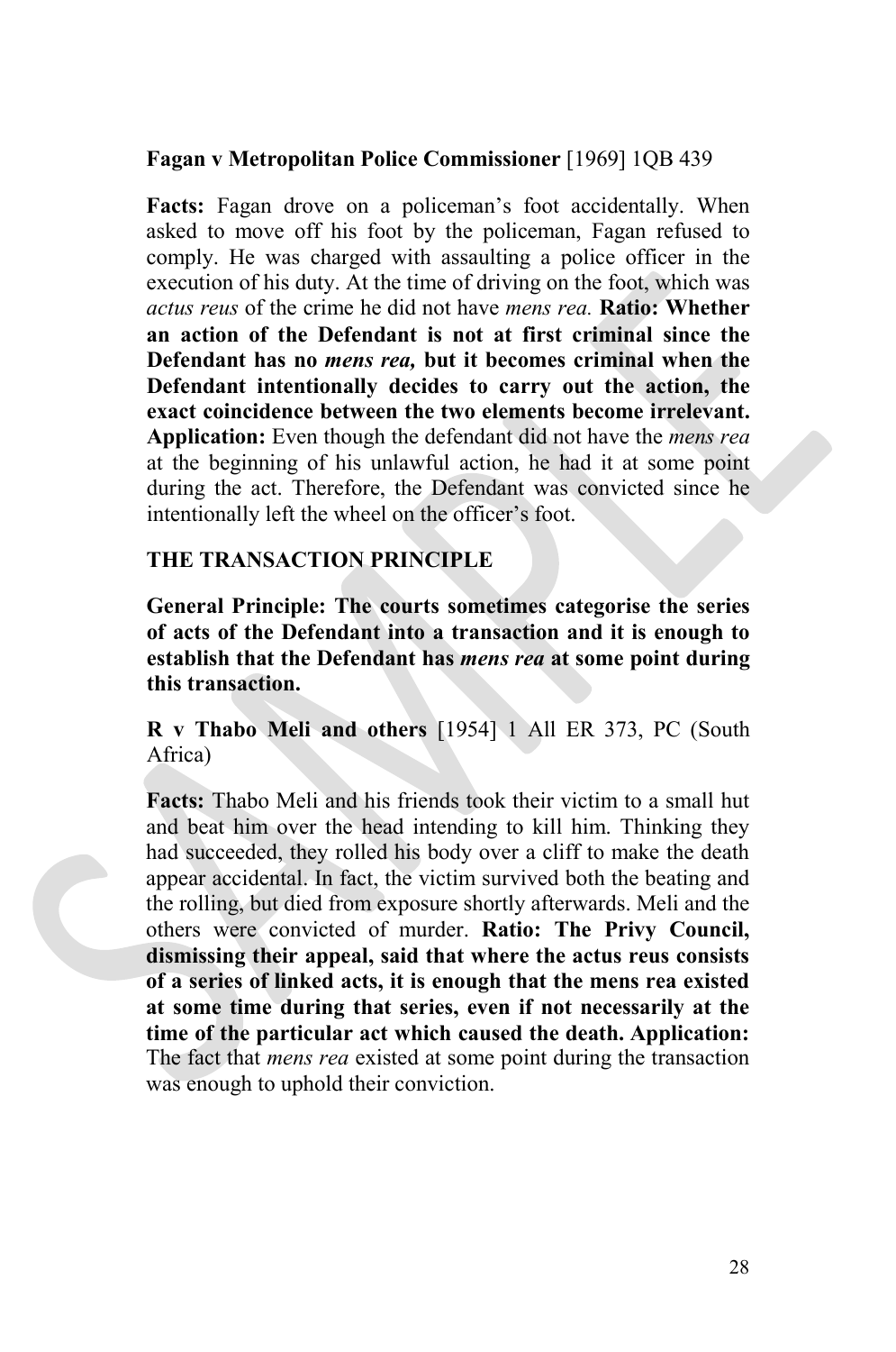**Fagan v Metropolitan Police Commissioner** [1969] 1QB 439

**Facts:** Fagan drove on a policeman's foot accidentally. When asked to move off his foot by the policeman, Fagan refused to comply. He was charged with assaulting a police officer in the execution of his duty. At the time of driving on the foot, which was *actus reus* of the crime he did not have *mens rea.* **Ratio: Whether an action of the Defendant is not at first criminal since the Defendant has no *mens rea,* but it becomes criminal when the Defendant intentionally decides to carry out the action, the exact coincidence between the two elements become irrelevant. Application:** Even though the defendant did not have the *mens rea* at the beginning of his unlawful action, he had it at some point during the act. Therefore, the Defendant was convicted since he intentionally left the wheel on the officer's foot.

**THE TRANSACTION PRINCIPLE**

**General Principle: The courts sometimes categorise the series of acts of the Defendant into a transaction and it is enough to establish that the Defendant has *mens rea* at some point during this transaction.**

**R v Thabo Meli and others** [1954] 1 All ER 373, PC (South Africa)

**Facts:** Thabo Meli and his friends took their victim to a small hut and beat him over the head intending to kill him. Thinking they had succeeded, they rolled his body over a cliff to make the death appear accidental. In fact, the victim survived both the beating and the rolling, but died from exposure shortly afterwards. Meli and the others were convicted of murder. **Ratio: The Privy Council, dismissing their appeal, said that where the actus reus consists of a series of linked acts, it is enough that the mens rea existed at some time during that series, even if not necessarily at the time of the particular act which caused the death. Application:** The fact that *mens rea* existed at some point during the transaction was enough to uphold their conviction.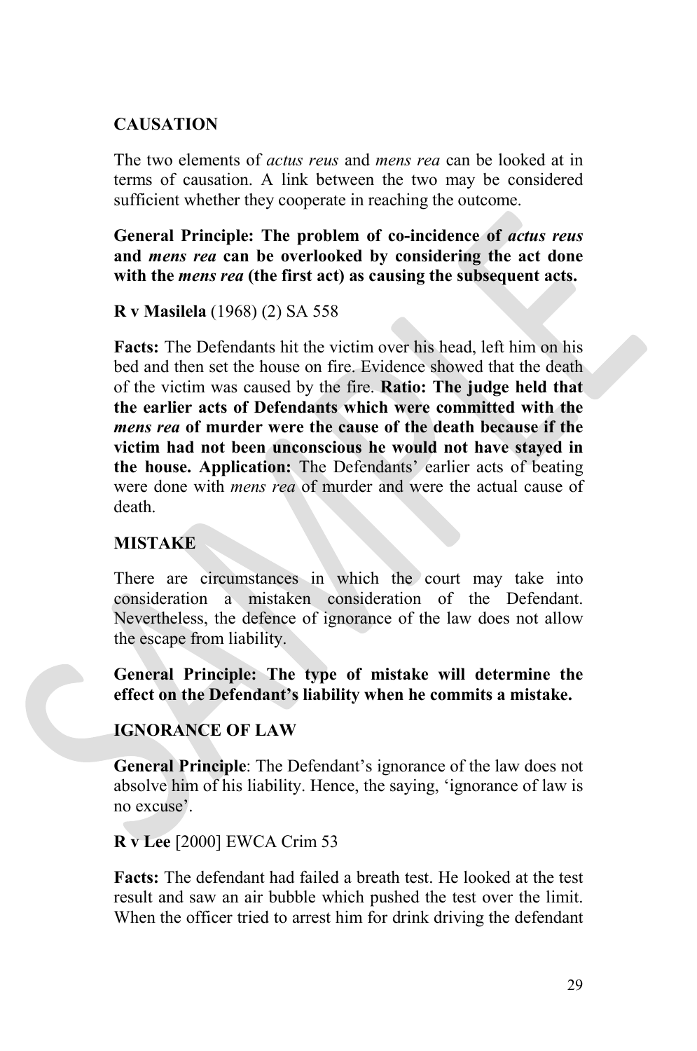## CAUSATION

The two elements of *actus reus* and *mens rea* can be looked at in terms of causation. A link between the two may be considered sufficient whether they cooperate in reaching the outcome.

**General Principle: The problem of co-incidence of *actus reus* and *mens rea* can be overlooked by considering the act done with the *mens rea* (the first act) as causing the subsequent acts.**

**R v Masilela** (1968) (2) SA 558

**Facts:** The Defendants hit the victim over his head, left him on his bed and then set the house on fire. Evidence showed that the death of the victim was caused by the fire. **Ratio: The judge held that the earlier acts of Defendants which were committed with the *mens rea* of murder were the cause of the death because if the victim had not been unconscious he would not have stayed in the house. Application:** The Defendants' earlier acts of beating were done with *mens rea* of murder and were the actual cause of death.

## MISTAKE

There are circumstances in which the court may take into consideration a mistaken consideration of the Defendant. Nevertheless, the defence of ignorance of the law does not allow the escape from liability.

**General Principle: The type of mistake will determine the effect on the Defendant's liability when he commits a mistake.**

## IGNORANCE OF LAW

**General Principle**: The Defendant's ignorance of the law does not absolve him of his liability. Hence, the saying, 'ignorance of law is no excuse'.

**R v Lee** [2000] EWCA Crim 53

**Facts:** The defendant had failed a breath test. He looked at the test result and saw an air bubble which pushed the test over the limit. When the officer tried to arrest him for drink driving the defendant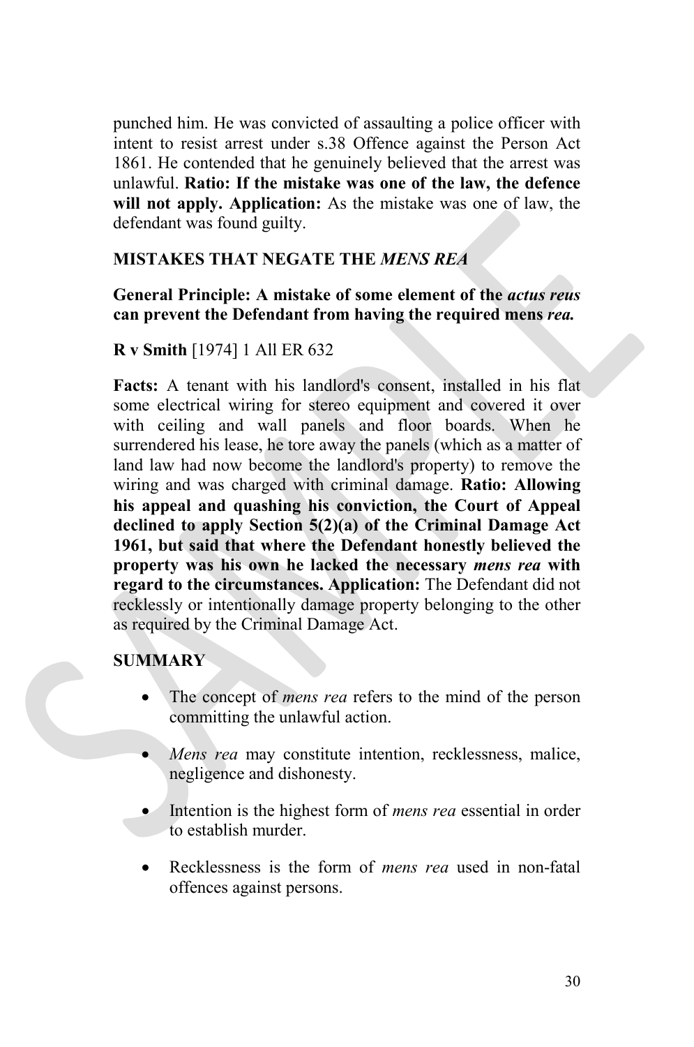punched him. He was convicted of assaulting a police officer with intent to resist arrest under s.38 Offence against the Person Act 1861. He contended that he genuinely believed that the arrest was unlawful. **Ratio: If the mistake was one of the law, the defence will not apply. Application:** As the mistake was one of law, the defendant was found guilty.

### MISTAKES THAT NEGATE THE *MENS REA*

**General Principle: A mistake of some element of the *actus reus* can prevent the Defendant from having the required mens *rea.***

**R v Smith** [1974] 1 All ER 632

**Facts:** A tenant with his landlord's consent, installed in his flat some electrical wiring for stereo equipment and covered it over with ceiling and wall panels and floor boards. When he surrendered his lease, he tore away the panels (which as a matter of land law had now become the landlord's property) to remove the wiring and was charged with criminal damage. **Ratio: Allowing his appeal and quashing his conviction, the Court of Appeal declined to apply Section 5(2)(a) of the Criminal Damage Act 1961, but said that where the Defendant honestly believed the property was his own he lacked the necessary *mens rea* with regard to the circumstances. Application:** The Defendant did not recklessly or intentionally damage property belonging to the other as required by the Criminal Damage Act.

### SUMMARY

- The concept of *mens rea* refers to the mind of the person committing the unlawful action.
- *Mens rea* may constitute intention, recklessness, malice, negligence and dishonesty.
- Intention is the highest form of *mens rea* essential in order to establish murder.
- Recklessness is the form of *mens rea* used in non-fatal offences against persons.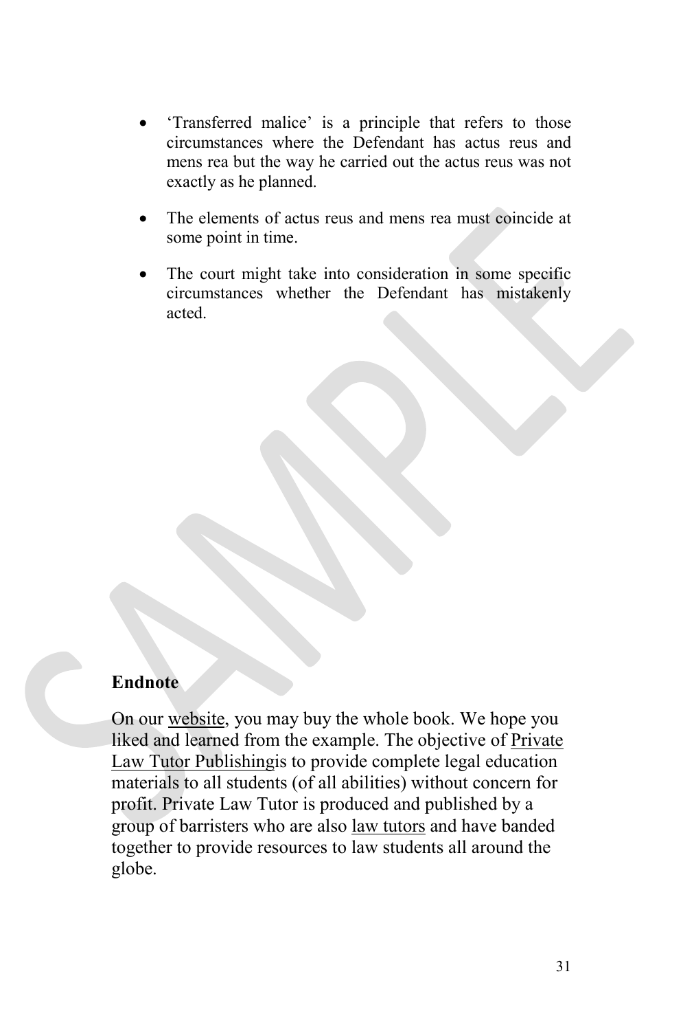- 'Transferred malice' is a principle that refers to those circumstances where the Defendant has actus reus and mens rea but the way he carried out the actus reus was not exactly as he planned.

- The elements of actus reus and mens rea must coincide at some point in time.

- The court might take into consideration in some specific circumstances whether the Defendant has mistakenly acted.

**Endnote**

On our website, you may buy the whole book. We hope you liked and learned from the example. The objective of Private Law Tutor Publishingis to provide complete legal education materials to all students (of all abilities) without concern for profit. Private Law Tutor is produced and published by a group of barristers who are also law tutors and have banded together to provide resources to law students all around the globe.